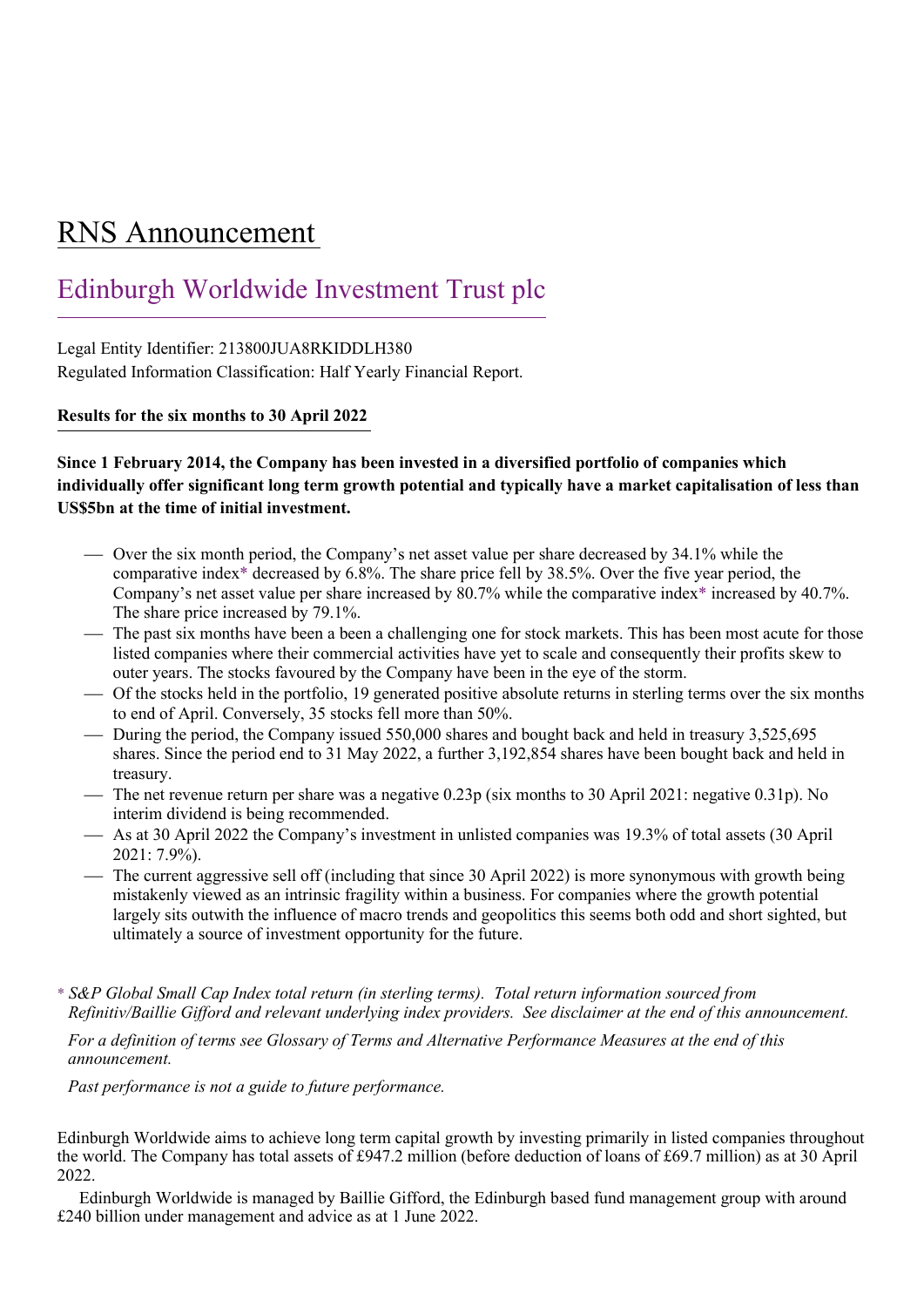# RNS Announcement

## Edinburgh Worldwide Investment Trust plc

Legal Entity Identifier: 213800JUA8RKIDDLH380

Regulated Information Classification: Half Yearly Financial Report.

**Results for the six months to 30 April 2022**

**Since 1 February 2014, the Company has been invested in a diversified portfolio of companies which individually offer significant long term growth potential and typically have a market capitalisation of less than US$5bn at the time of initial investment.**

- Over the six month period, the Company's net asset value per share decreased by 34.1% while the comparative index* decreased by 6.8%. The share price fell by 38.5%. Over the five year period, the Company's net asset value per share increased by 80.7% while the comparative index* increased by 40.7%. The share price increased by 79.1%.
- The past six months have been a been a challenging one for stock markets. This has been most acute for those listed companies where their commercial activities have yet to scale and consequently their profits skew to outer years. The stocks favoured by the Company have been in the eye of the storm.
- Of the stocks held in the portfolio, 19 generated positive absolute returns in sterling terms over the six months to end of April. Conversely, 35 stocks fell more than 50%.
- During the period, the Company issued 550,000 shares and bought back and held in treasury 3,525,695 shares. Since the period end to 31 May 2022, a further 3,192,854 shares have been bought back and held in treasury.
- The net revenue return per share was a negative 0.23p (six months to 30 April 2021: negative 0.31p). No interim dividend is being recommended.
- As at 30 April 2022 the Company's investment in unlisted companies was 19.3% of total assets (30 April 2021: 7.9%).
- The current aggressive sell off (including that since 30 April 2022) is more synonymous with growth being mistakenly viewed as an intrinsic fragility within a business. For companies where the growth potential largely sits outwith the influence of macro trends and geopolitics this seems both odd and short sighted, but ultimately a source of investment opportunity for the future.

\* *S&P Global Small Cap Index total return (in sterling terms). Total return information sourced from Refinitiv/Baillie Gifford and relevant underlying index providers. See disclaimer at the end of this announcement.*

*For a definition of terms see Glossary of Terms and Alternative Performance Measures at the end of this announcement.*

*Past performance is not a guide to future performance.*

Edinburgh Worldwide aims to achieve long term capital growth by investing primarily in listed companies throughout the world. The Company has total assets of £947.2 million (before deduction of loans of £69.7 million) as at 30 April 2022.

Edinburgh Worldwide is managed by Baillie Gifford, the Edinburgh based fund management group with around £240 billion under management and advice as at 1 June 2022.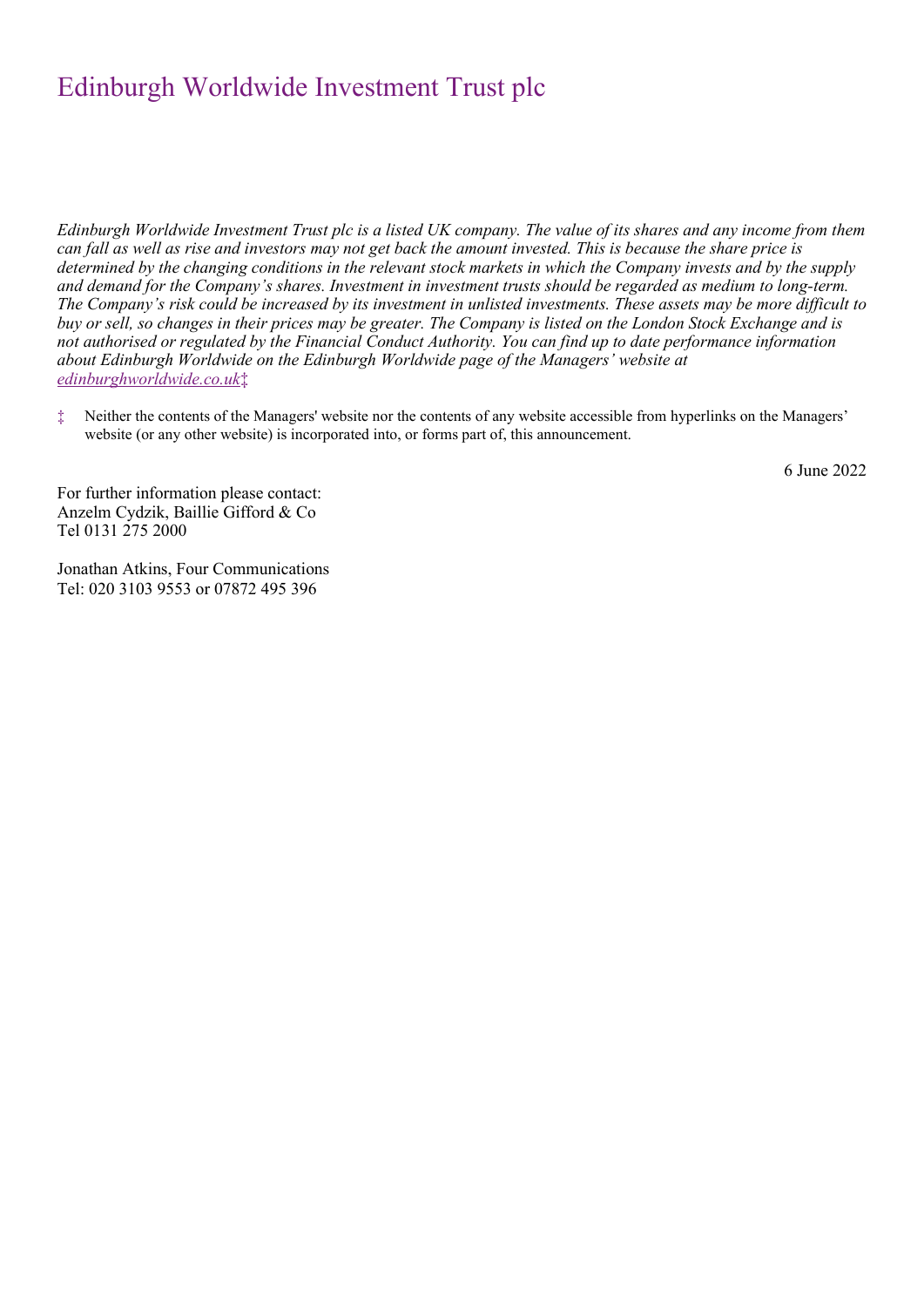# Edinburgh Worldwide Investment Trust plc

*Edinburgh Worldwide Investment Trust plc is a listed UK company. The value of its shares and any income from them can fall as well as rise and investors may not get back the amount invested. This is because the share price is determined by the changing conditions in the relevant stock markets in which the Company invests and by the supply and demand for the Company's shares. Investment in investment trusts should be regarded as medium to long-term. The Company's risk could be increased by its investment in unlisted investments. These assets may be more difficult to buy or sell, so changes in their prices may be greater. The Company is listed on the London Stock Exchange and is not authorised or regulated by the Financial Conduct Authority. You can find up to date performance information about Edinburgh Worldwide on the Edinburgh Worldwide page of the Managers' website at edinburghworldwide.co.uk*‡

‡ Neither the contents of the Managers' website nor the contents of any website accessible from hyperlinks on the Managers' website (or any other website) is incorporated into, or forms part of, this announcement.

6 June 2022

For further information please contact:
Anzelm Cydzik, Baillie Gifford & Co
Tel 0131 275 2000

Jonathan Atkins, Four Communications
Tel: 020 3103 9553 or 07872 495 396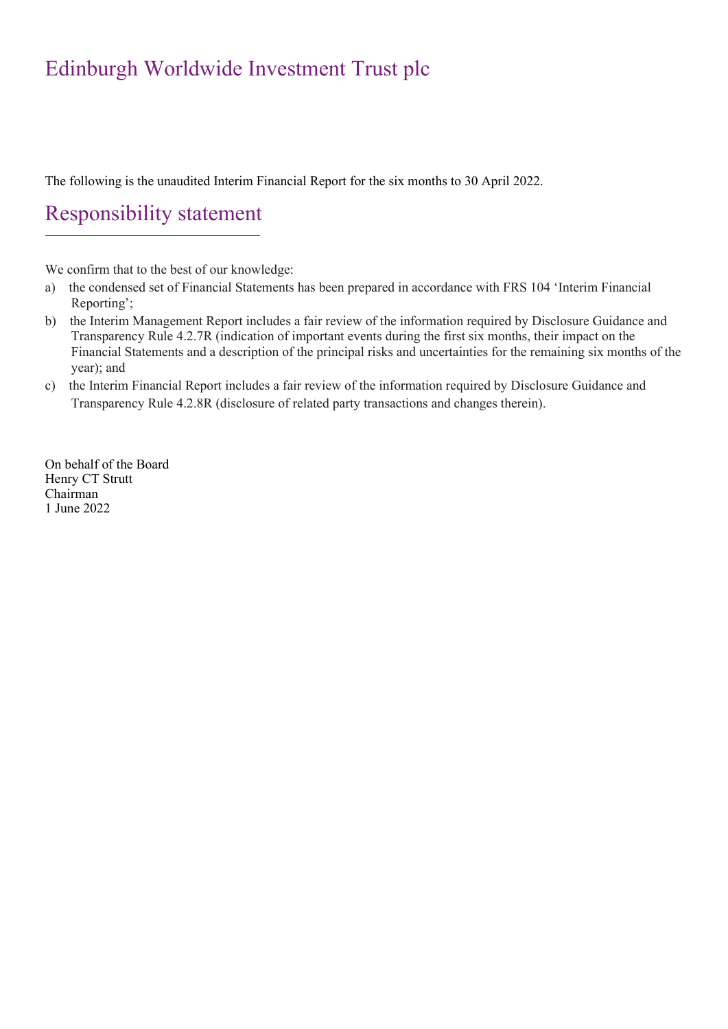# Edinburgh Worldwide Investment Trust plc

The following is the unaudited Interim Financial Report for the six months to 30 April 2022.

## Responsibility statement

We confirm that to the best of our knowledge:

a) the condensed set of Financial Statements has been prepared in accordance with FRS 104 'Interim Financial Reporting';

b) the Interim Management Report includes a fair review of the information required by Disclosure Guidance and Transparency Rule 4.2.7R (indication of important events during the first six months, their impact on the Financial Statements and a description of the principal risks and uncertainties for the remaining six months of the year); and

c) the Interim Financial Report includes a fair review of the information required by Disclosure Guidance and Transparency Rule 4.2.8R (disclosure of related party transactions and changes therein).

On behalf of the Board
Henry CT Strutt
Chairman
1 June 2022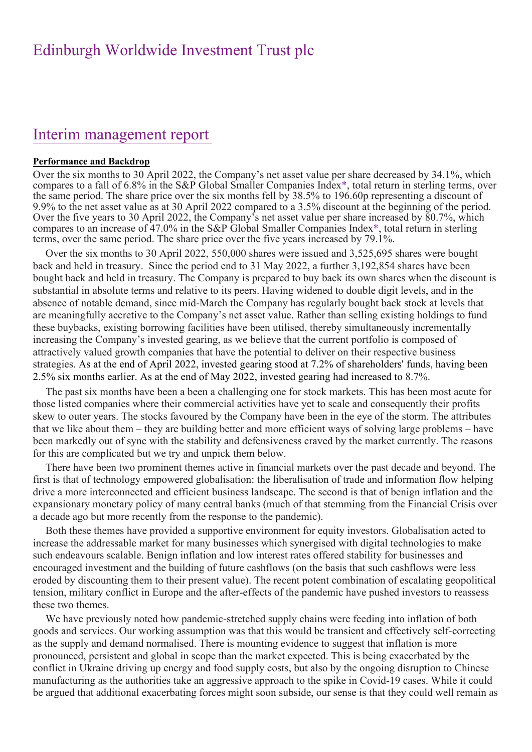# Edinburgh Worldwide Investment Trust plc

## Interim management report

**Performance and Backdrop**

Over the six months to 30 April 2022, the Company's net asset value per share decreased by 34.1%, which compares to a fall of 6.8% in the S&P Global Smaller Companies Index*, total return in sterling terms, over the same period. The share price over the six months fell by 38.5% to 196.60p representing a discount of 9.9% to the net asset value as at 30 April 2022 compared to a 3.5% discount at the beginning of the period. Over the five years to 30 April 2022, the Company's net asset value per share increased by 80.7%, which compares to an increase of 47.0% in the S&P Global Smaller Companies Index*, total return in sterling terms, over the same period. The share price over the five years increased by 79.1%.

Over the six months to 30 April 2022, 550,000 shares were issued and 3,525,695 shares were bought back and held in treasury. Since the period end to 31 May 2022, a further 3,192,854 shares have been bought back and held in treasury. The Company is prepared to buy back its own shares when the discount is substantial in absolute terms and relative to its peers. Having widened to double digit levels, and in the absence of notable demand, since mid-March the Company has regularly bought back stock at levels that are meaningfully accretive to the Company's net asset value. Rather than selling existing holdings to fund these buybacks, existing borrowing facilities have been utilised, thereby simultaneously incrementally increasing the Company's invested gearing, as we believe that the current portfolio is composed of attractively valued growth companies that have the potential to deliver on their respective business strategies. As at the end of April 2022, invested gearing stood at 7.2% of shareholders' funds, having been 2.5% six months earlier. As at the end of May 2022, invested gearing had increased to 8.7%.

The past six months have been a been a challenging one for stock markets. This has been most acute for those listed companies where their commercial activities have yet to scale and consequently their profits skew to outer years. The stocks favoured by the Company have been in the eye of the storm. The attributes that we like about them – they are building better and more efficient ways of solving large problems – have been markedly out of sync with the stability and defensiveness craved by the market currently. The reasons for this are complicated but we try and unpick them below.

There have been two prominent themes active in financial markets over the past decade and beyond. The first is that of technology empowered globalisation: the liberalisation of trade and information flow helping drive a more interconnected and efficient business landscape. The second is that of benign inflation and the expansionary monetary policy of many central banks (much of that stemming from the Financial Crisis over a decade ago but more recently from the response to the pandemic).

Both these themes have provided a supportive environment for equity investors. Globalisation acted to increase the addressable market for many businesses which synergised with digital technologies to make such endeavours scalable. Benign inflation and low interest rates offered stability for businesses and encouraged investment and the building of future cashflows (on the basis that such cashflows were less eroded by discounting them to their present value). The recent potent combination of escalating geopolitical tension, military conflict in Europe and the after-effects of the pandemic have pushed investors to reassess these two themes.

We have previously noted how pandemic-stretched supply chains were feeding into inflation of both goods and services. Our working assumption was that this would be transient and effectively self-correcting as the supply and demand normalised. There is mounting evidence to suggest that inflation is more pronounced, persistent and global in scope than the market expected. This is being exacerbated by the conflict in Ukraine driving up energy and food supply costs, but also by the ongoing disruption to Chinese manufacturing as the authorities take an aggressive approach to the spike in Covid-19 cases. While it could be argued that additional exacerbating forces might soon subside, our sense is that they could well remain as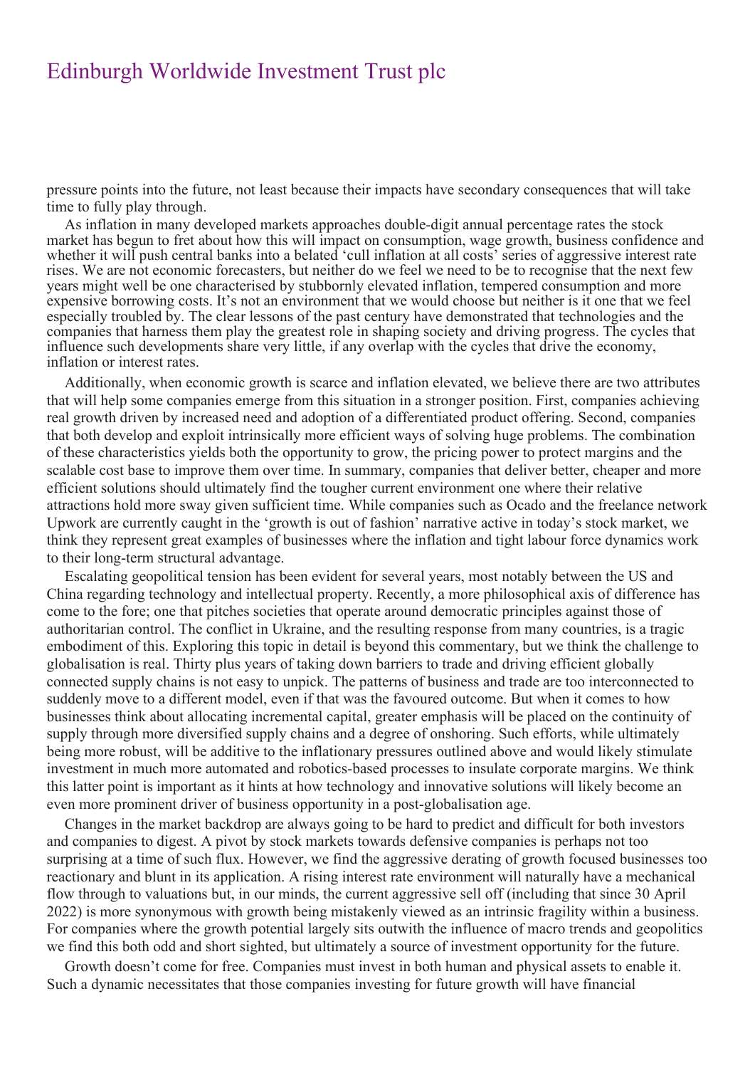pressure points into the future, not least because their impacts have secondary consequences that will take time to fully play through.

As inflation in many developed markets approaches double-digit annual percentage rates the stock market has begun to fret about how this will impact on consumption, wage growth, business confidence and whether it will push central banks into a belated 'cull inflation at all costs' series of aggressive interest rate rises. We are not economic forecasters, but neither do we feel we need to be to recognise that the next few years might well be one characterised by stubbornly elevated inflation, tempered consumption and more expensive borrowing costs. It's not an environment that we would choose but neither is it one that we feel especially troubled by. The clear lessons of the past century have demonstrated that technologies and the companies that harness them play the greatest role in shaping society and driving progress. The cycles that influence such developments share very little, if any overlap with the cycles that drive the economy, inflation or interest rates.

Additionally, when economic growth is scarce and inflation elevated, we believe there are two attributes that will help some companies emerge from this situation in a stronger position. First, companies achieving real growth driven by increased need and adoption of a differentiated product offering. Second, companies that both develop and exploit intrinsically more efficient ways of solving huge problems. The combination of these characteristics yields both the opportunity to grow, the pricing power to protect margins and the scalable cost base to improve them over time. In summary, companies that deliver better, cheaper and more efficient solutions should ultimately find the tougher current environment one where their relative attractions hold more sway given sufficient time. While companies such as Ocado and the freelance network Upwork are currently caught in the 'growth is out of fashion' narrative active in today's stock market, we think they represent great examples of businesses where the inflation and tight labour force dynamics work to their long-term structural advantage.

Escalating geopolitical tension has been evident for several years, most notably between the US and China regarding technology and intellectual property. Recently, a more philosophical axis of difference has come to the fore; one that pitches societies that operate around democratic principles against those of authoritarian control. The conflict in Ukraine, and the resulting response from many countries, is a tragic embodiment of this. Exploring this topic in detail is beyond this commentary, but we think the challenge to globalisation is real. Thirty plus years of taking down barriers to trade and driving efficient globally connected supply chains is not easy to unpick. The patterns of business and trade are too interconnected to suddenly move to a different model, even if that was the favoured outcome. But when it comes to how businesses think about allocating incremental capital, greater emphasis will be placed on the continuity of supply through more diversified supply chains and a degree of onshoring. Such efforts, while ultimately being more robust, will be additive to the inflationary pressures outlined above and would likely stimulate investment in much more automated and robotics-based processes to insulate corporate margins. We think this latter point is important as it hints at how technology and innovative solutions will likely become an even more prominent driver of business opportunity in a post-globalisation age.

Changes in the market backdrop are always going to be hard to predict and difficult for both investors and companies to digest. A pivot by stock markets towards defensive companies is perhaps not too surprising at a time of such flux. However, we find the aggressive derating of growth focused businesses too reactionary and blunt in its application. A rising interest rate environment will naturally have a mechanical flow through to valuations but, in our minds, the current aggressive sell off (including that since 30 April 2022) is more synonymous with growth being mistakenly viewed as an intrinsic fragility within a business. For companies where the growth potential largely sits outwith the influence of macro trends and geopolitics we find this both odd and short sighted, but ultimately a source of investment opportunity for the future.

Growth doesn't come for free. Companies must invest in both human and physical assets to enable it. Such a dynamic necessitates that those companies investing for future growth will have financial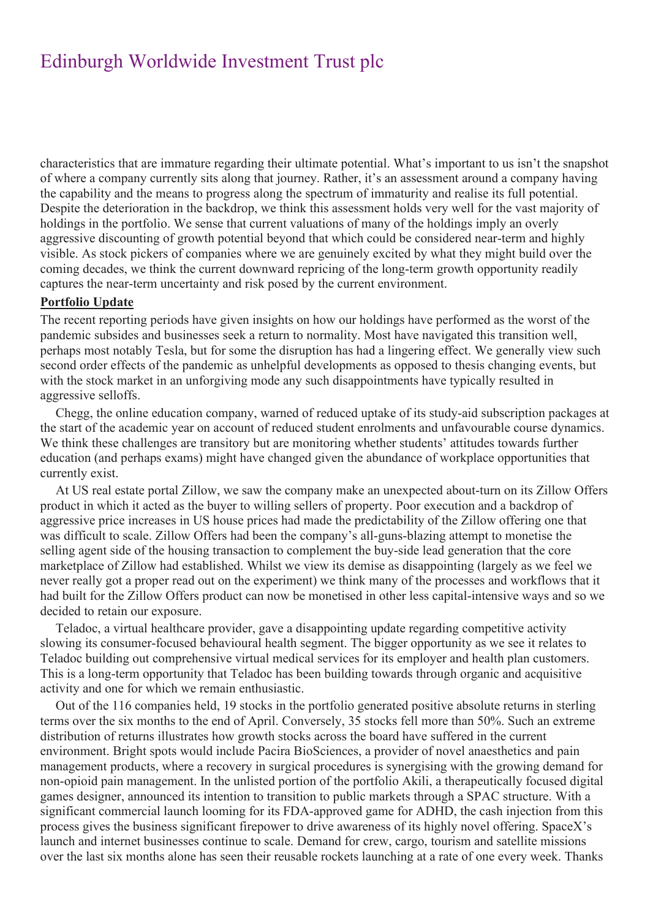characteristics that are immature regarding their ultimate potential. What's important to us isn't the snapshot of where a company currently sits along that journey. Rather, it's an assessment around a company having the capability and the means to progress along the spectrum of immaturity and realise its full potential. Despite the deterioration in the backdrop, we think this assessment holds very well for the vast majority of holdings in the portfolio. We sense that current valuations of many of the holdings imply an overly aggressive discounting of growth potential beyond that which could be considered near-term and highly visible. As stock pickers of companies where we are genuinely excited by what they might build over the coming decades, we think the current downward repricing of the long-term growth opportunity readily captures the near-term uncertainty and risk posed by the current environment.

**Portfolio Update**

The recent reporting periods have given insights on how our holdings have performed as the worst of the pandemic subsides and businesses seek a return to normality. Most have navigated this transition well, perhaps most notably Tesla, but for some the disruption has had a lingering effect. We generally view such second order effects of the pandemic as unhelpful developments as opposed to thesis changing events, but with the stock market in an unforgiving mode any such disappointments have typically resulted in aggressive selloffs.

Chegg, the online education company, warned of reduced uptake of its study-aid subscription packages at the start of the academic year on account of reduced student enrolments and unfavourable course dynamics. We think these challenges are transitory but are monitoring whether students' attitudes towards further education (and perhaps exams) might have changed given the abundance of workplace opportunities that currently exist.

At US real estate portal Zillow, we saw the company make an unexpected about-turn on its Zillow Offers product in which it acted as the buyer to willing sellers of property. Poor execution and a backdrop of aggressive price increases in US house prices had made the predictability of the Zillow offering one that was difficult to scale. Zillow Offers had been the company's all-guns-blazing attempt to monetise the selling agent side of the housing transaction to complement the buy-side lead generation that the core marketplace of Zillow had established. Whilst we view its demise as disappointing (largely as we feel we never really got a proper read out on the experiment) we think many of the processes and workflows that it had built for the Zillow Offers product can now be monetised in other less capital-intensive ways and so we decided to retain our exposure.

Teladoc, a virtual healthcare provider, gave a disappointing update regarding competitive activity slowing its consumer-focused behavioural health segment. The bigger opportunity as we see it relates to Teladoc building out comprehensive virtual medical services for its employer and health plan customers. This is a long-term opportunity that Teladoc has been building towards through organic and acquisitive activity and one for which we remain enthusiastic.

Out of the 116 companies held, 19 stocks in the portfolio generated positive absolute returns in sterling terms over the six months to the end of April. Conversely, 35 stocks fell more than 50%. Such an extreme distribution of returns illustrates how growth stocks across the board have suffered in the current environment. Bright spots would include Pacira BioSciences, a provider of novel anaesthetics and pain management products, where a recovery in surgical procedures is synergising with the growing demand for non-opioid pain management. In the unlisted portion of the portfolio Akili, a therapeutically focused digital games designer, announced its intention to transition to public markets through a SPAC structure. With a significant commercial launch looming for its FDA-approved game for ADHD, the cash injection from this process gives the business significant firepower to drive awareness of its highly novel offering. SpaceX's launch and internet businesses continue to scale. Demand for crew, cargo, tourism and satellite missions over the last six months alone has seen their reusable rockets launching at a rate of one every week. Thanks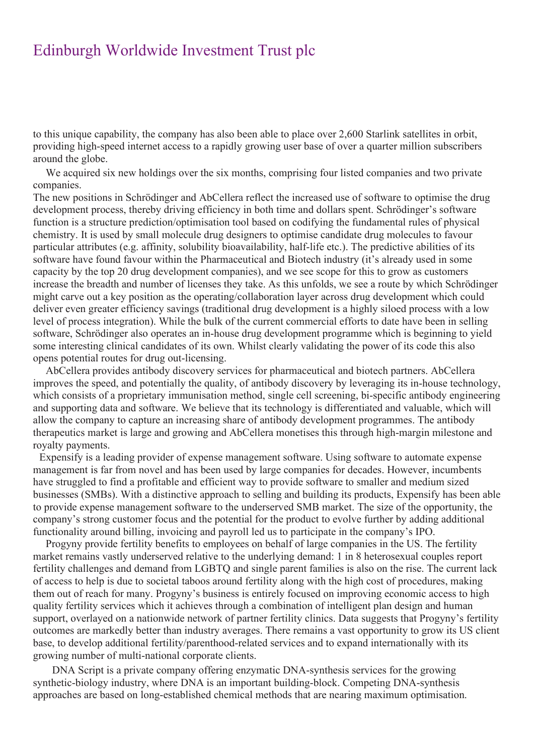to this unique capability, the company has also been able to place over 2,600 Starlink satellites in orbit, providing high-speed internet access to a rapidly growing user base of over a quarter million subscribers around the globe.

We acquired six new holdings over the six months, comprising four listed companies and two private companies.

The new positions in Schrödinger and AbCellera reflect the increased use of software to optimise the drug development process, thereby driving efficiency in both time and dollars spent. Schrödinger's software function is a structure prediction/optimisation tool based on codifying the fundamental rules of physical chemistry. It is used by small molecule drug designers to optimise candidate drug molecules to favour particular attributes (e.g. affinity, solubility bioavailability, half-life etc.). The predictive abilities of its software have found favour within the Pharmaceutical and Biotech industry (it's already used in some capacity by the top 20 drug development companies), and we see scope for this to grow as customers increase the breadth and number of licenses they take. As this unfolds, we see a route by which Schrödinger might carve out a key position as the operating/collaboration layer across drug development which could deliver even greater efficiency savings (traditional drug development is a highly siloed process with a low level of process integration). While the bulk of the current commercial efforts to date have been in selling software, Schrödinger also operates an in-house drug development programme which is beginning to yield some interesting clinical candidates of its own. Whilst clearly validating the power of its code this also opens potential routes for drug out-licensing.

AbCellera provides antibody discovery services for pharmaceutical and biotech partners. AbCellera improves the speed, and potentially the quality, of antibody discovery by leveraging its in-house technology, which consists of a proprietary immunisation method, single cell screening, bi-specific antibody engineering and supporting data and software. We believe that its technology is differentiated and valuable, which will allow the company to capture an increasing share of antibody development programmes. The antibody therapeutics market is large and growing and AbCellera monetises this through high-margin milestone and royalty payments.

Expensify is a leading provider of expense management software. Using software to automate expense management is far from novel and has been used by large companies for decades. However, incumbents have struggled to find a profitable and efficient way to provide software to smaller and medium sized businesses (SMBs). With a distinctive approach to selling and building its products, Expensify has been able to provide expense management software to the underserved SMB market. The size of the opportunity, the company's strong customer focus and the potential for the product to evolve further by adding additional functionality around billing, invoicing and payroll led us to participate in the company's IPO.

Progyny provide fertility benefits to employees on behalf of large companies in the US. The fertility market remains vastly underserved relative to the underlying demand: 1 in 8 heterosexual couples report fertility challenges and demand from LGBTQ and single parent families is also on the rise. The current lack of access to help is due to societal taboos around fertility along with the high cost of procedures, making them out of reach for many. Progyny's business is entirely focused on improving economic access to high quality fertility services which it achieves through a combination of intelligent plan design and human support, overlayed on a nationwide network of partner fertility clinics. Data suggests that Progyny's fertility outcomes are markedly better than industry averages. There remains a vast opportunity to grow its US client base, to develop additional fertility/parenthood-related services and to expand internationally with its growing number of multi-national corporate clients.

DNA Script is a private company offering enzymatic DNA-synthesis services for the growing synthetic-biology industry, where DNA is an important building-block. Competing DNA-synthesis approaches are based on long-established chemical methods that are nearing maximum optimisation.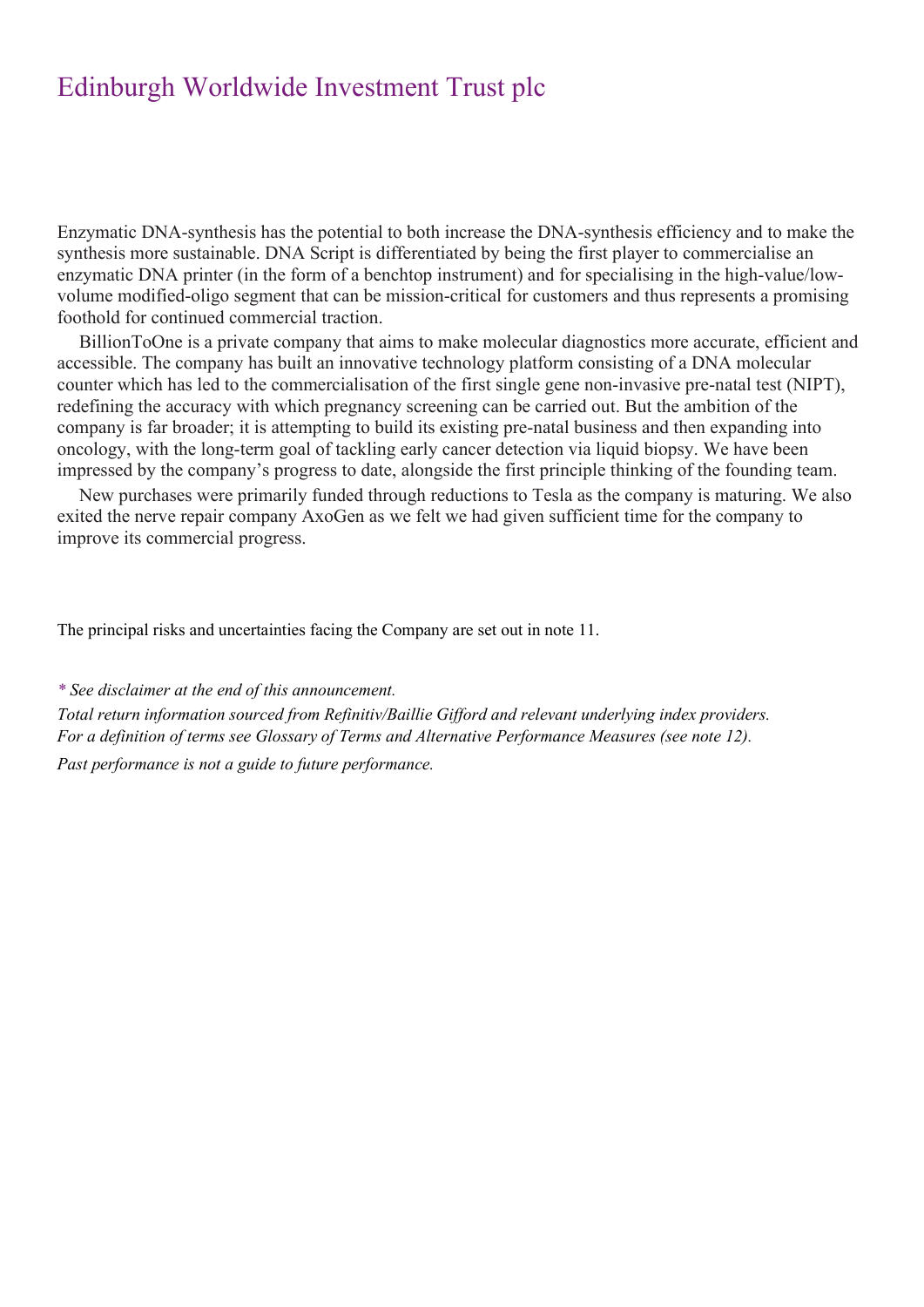Enzymatic DNA-synthesis has the potential to both increase the DNA-synthesis efficiency and to make the synthesis more sustainable. DNA Script is differentiated by being the first player to commercialise an enzymatic DNA printer (in the form of a benchtop instrument) and for specialising in the high-value/low-volume modified-oligo segment that can be mission-critical for customers and thus represents a promising foothold for continued commercial traction.

BillionToOne is a private company that aims to make molecular diagnostics more accurate, efficient and accessible. The company has built an innovative technology platform consisting of a DNA molecular counter which has led to the commercialisation of the first single gene non-invasive pre-natal test (NIPT), redefining the accuracy with which pregnancy screening can be carried out. But the ambition of the company is far broader; it is attempting to build its existing pre-natal business and then expanding into oncology, with the long-term goal of tackling early cancer detection via liquid biopsy. We have been impressed by the company's progress to date, alongside the first principle thinking of the founding team.

New purchases were primarily funded through reductions to Tesla as the company is maturing. We also exited the nerve repair company AxoGen as we felt we had given sufficient time for the company to improve its commercial progress.

The principal risks and uncertainties facing the Company are set out in note 11.

*\* See disclaimer at the end of this announcement.*

*Total return information sourced from Refinitiv/Baillie Gifford and relevant underlying index providers.*

*For a definition of terms see Glossary of Terms and Alternative Performance Measures (see note 12).*

*Past performance is not a guide to future performance.*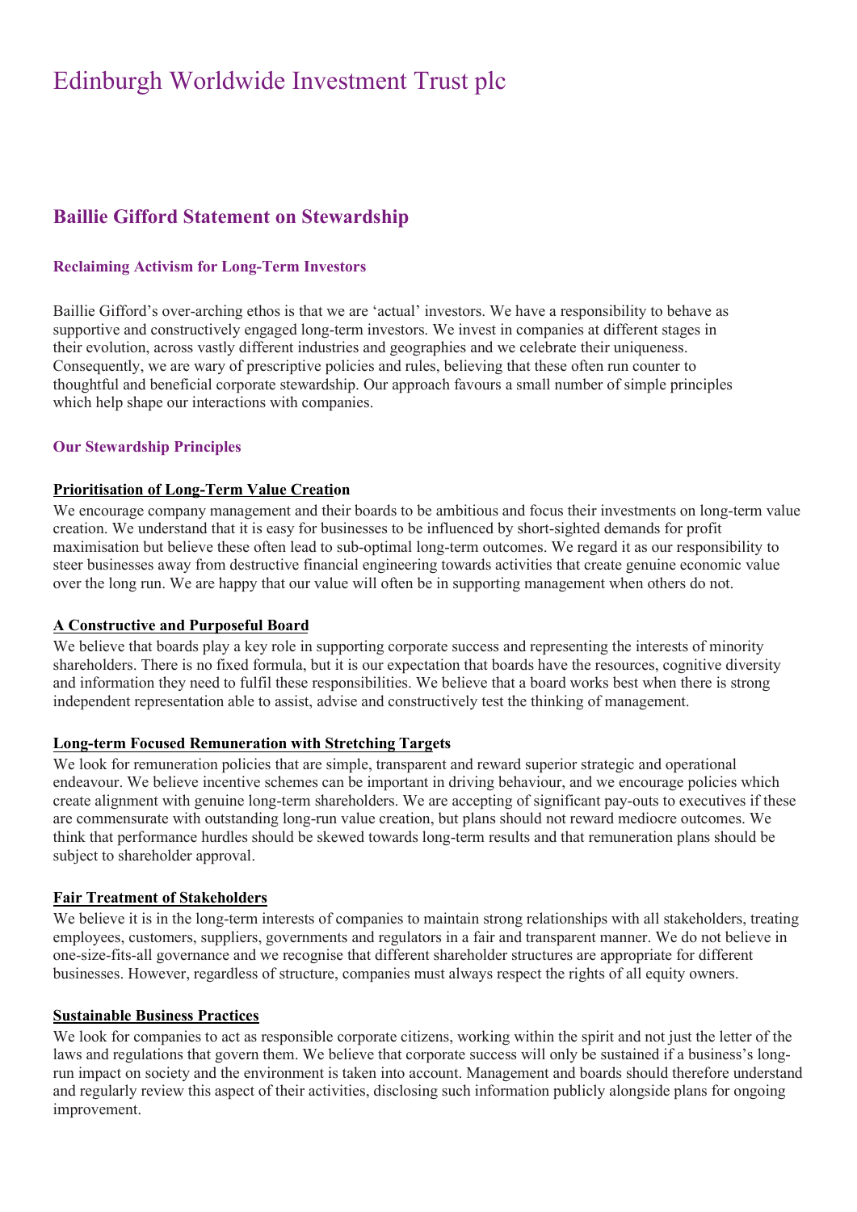# Edinburgh Worldwide Investment Trust plc

## Baillie Gifford Statement on Stewardship

### Reclaiming Activism for Long-Term Investors

Baillie Gifford's over-arching ethos is that we are 'actual' investors. We have a responsibility to behave as supportive and constructively engaged long-term investors. We invest in companies at different stages in their evolution, across vastly different industries and geographies and we celebrate their uniqueness. Consequently, we are wary of prescriptive policies and rules, believing that these often run counter to thoughtful and beneficial corporate stewardship. Our approach favours a small number of simple principles which help shape our interactions with companies.

### Our Stewardship Principles

**Prioritisation of Long-Term Value Creation**

We encourage company management and their boards to be ambitious and focus their investments on long-term value creation. We understand that it is easy for businesses to be influenced by short-sighted demands for profit maximisation but believe these often lead to sub-optimal long-term outcomes. We regard it as our responsibility to steer businesses away from destructive financial engineering towards activities that create genuine economic value over the long run. We are happy that our value will often be in supporting management when others do not.

**A Constructive and Purposeful Board**

We believe that boards play a key role in supporting corporate success and representing the interests of minority shareholders. There is no fixed formula, but it is our expectation that boards have the resources, cognitive diversity and information they need to fulfil these responsibilities. We believe that a board works best when there is strong independent representation able to assist, advise and constructively test the thinking of management.

**Long-term Focused Remuneration with Stretching Targets**

We look for remuneration policies that are simple, transparent and reward superior strategic and operational endeavour. We believe incentive schemes can be important in driving behaviour, and we encourage policies which create alignment with genuine long-term shareholders. We are accepting of significant pay-outs to executives if these are commensurate with outstanding long-run value creation, but plans should not reward mediocre outcomes. We think that performance hurdles should be skewed towards long-term results and that remuneration plans should be subject to shareholder approval.

**Fair Treatment of Stakeholders**

We believe it is in the long-term interests of companies to maintain strong relationships with all stakeholders, treating employees, customers, suppliers, governments and regulators in a fair and transparent manner. We do not believe in one-size-fits-all governance and we recognise that different shareholder structures are appropriate for different businesses. However, regardless of structure, companies must always respect the rights of all equity owners.

**Sustainable Business Practices**

We look for companies to act as responsible corporate citizens, working within the spirit and not just the letter of the laws and regulations that govern them. We believe that corporate success will only be sustained if a business's long-run impact on society and the environment is taken into account. Management and boards should therefore understand and regularly review this aspect of their activities, disclosing such information publicly alongside plans for ongoing improvement.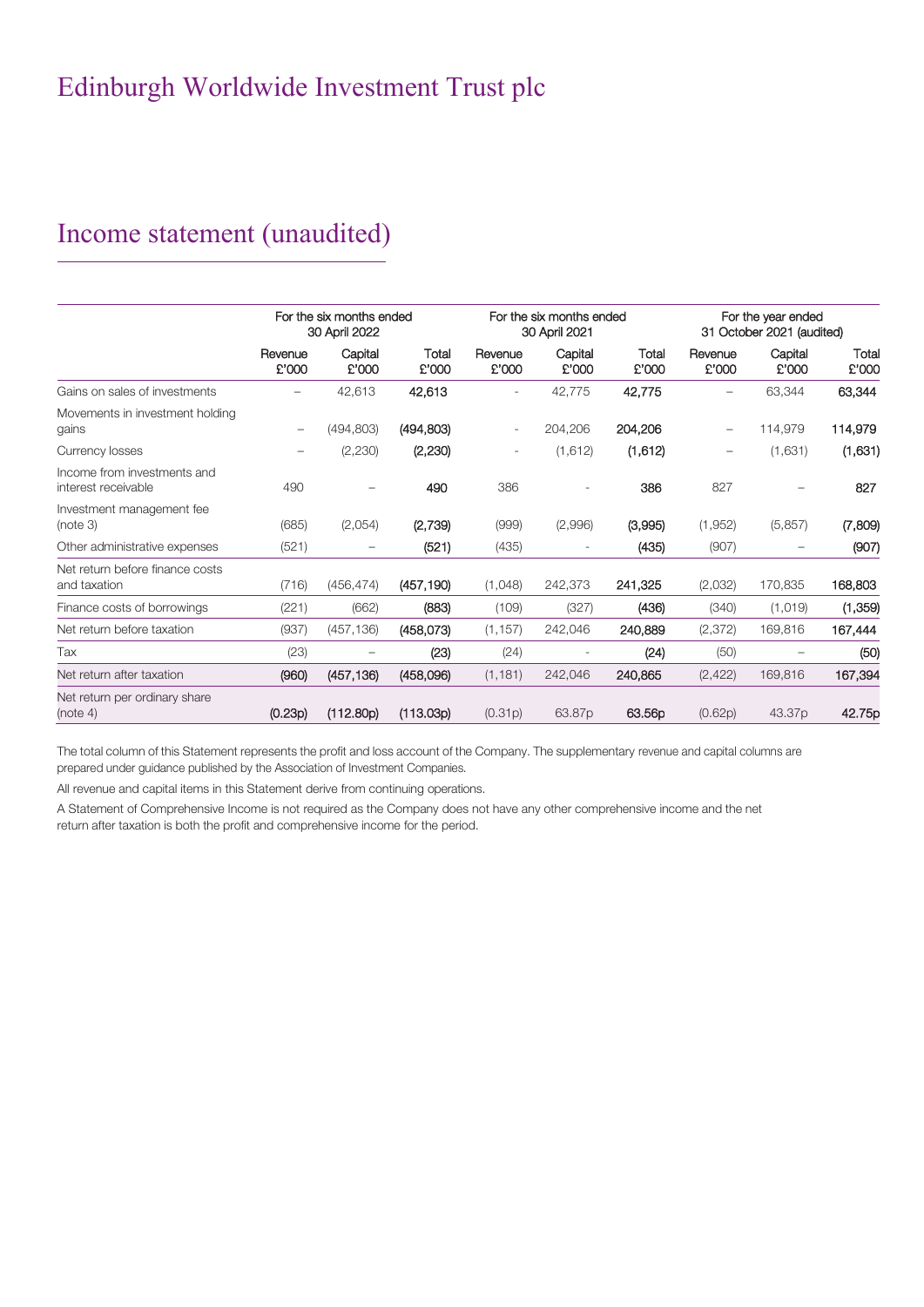# Edinburgh Worldwide Investment Trust plc

## Income statement (unaudited)

| | For the six months ended 30 April 2022 | | | For the six months ended 30 April 2021 | | | For the year ended 31 October 2021 (audited) | | |
|---|---|---|---|---|---|---|---|---|---|
| | Revenue £'000 | Capital £'000 | Total £'000 | Revenue £'000 | Capital £'000 | Total £'000 | Revenue £'000 | Capital £'000 | Total £'000 |
| Gains on sales of investments | – | 42,613 | **42,613** | - | 42,775 | **42,775** | – | 63,344 | **63,344** |
| Movements in investment holding gains | – | (494,803) | **(494,803)** | - | 204,206 | **204,206** | – | 114,979 | **114,979** |
| Currency losses | – | (2,230) | **(2,230)** | - | (1,612) | **(1,612)** | – | (1,631) | **(1,631)** |
| Income from investments and interest receivable | 490 | – | **490** | 386 | - | **386** | 827 | – | **827** |
| Investment management fee (note 3) | (685) | (2,054) | **(2,739)** | (999) | (2,996) | **(3,995)** | (1,952) | (5,857) | **(7,809)** |
| Other administrative expenses | (521) | – | **(521)** | (435) | - | **(435)** | (907) | – | **(907)** |
| Net return before finance costs and taxation | (716) | (456,474) | **(457,190)** | (1,048) | 242,373 | **241,325** | (2,032) | 170,835 | **168,803** |
| Finance costs of borrowings | (221) | (662) | **(883)** | (109) | (327) | **(436)** | (340) | (1,019) | **(1,359)** |
| Net return before taxation | (937) | (457,136) | **(458,073)** | (1,157) | 242,046 | **240,889** | (2,372) | 169,816 | **167,444** |
| Tax | (23) | – | **(23)** | (24) | - | **(24)** | (50) | – | **(50)** |
| Net return after taxation | **(960)** | **(457,136)** | **(458,096)** | (1,181) | 242,046 | **240,865** | (2,422) | 169,816 | **167,394** |
| Net return per ordinary share (note 4) | **(0.23p)** | **(112.80p)** | **(113.03p)** | (0.31p) | 63.87p | **63.56p** | (0.62p) | 43.37p | **42.75p** |

The total column of this Statement represents the profit and loss account of the Company. The supplementary revenue and capital columns are prepared under guidance published by the Association of Investment Companies.

All revenue and capital items in this Statement derive from continuing operations.

A Statement of Comprehensive Income is not required as the Company does not have any other comprehensive income and the net return after taxation is both the profit and comprehensive income for the period.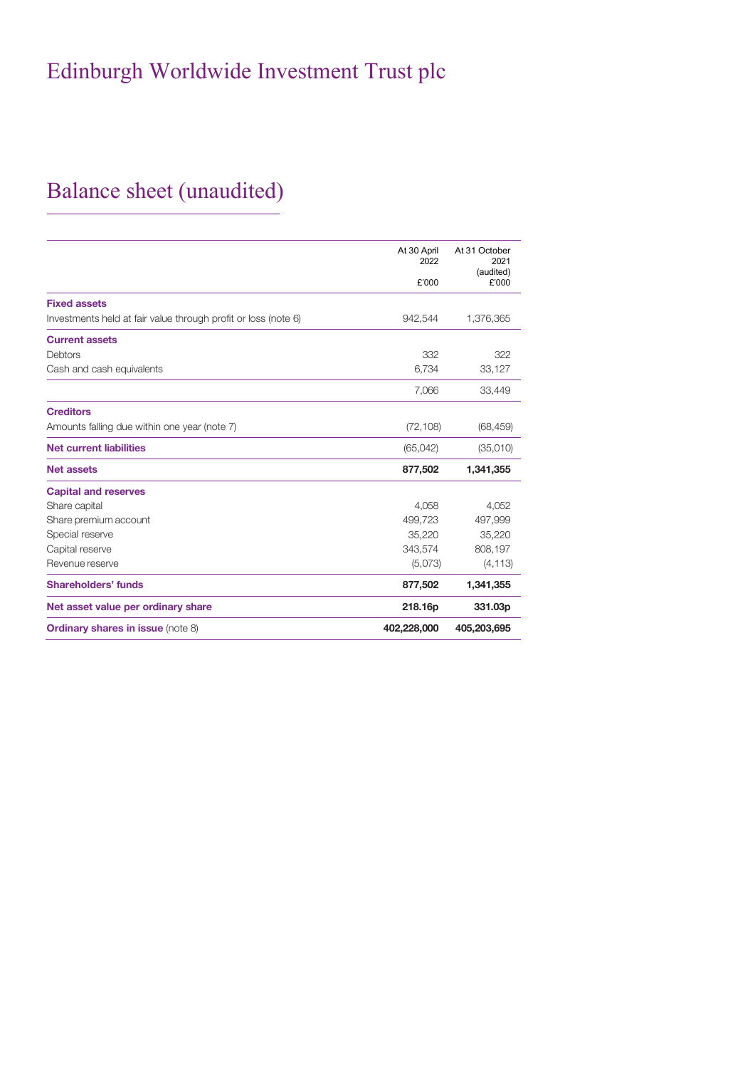# Edinburgh Worldwide Investment Trust plc

## Balance sheet (unaudited)

| | At 30 April 2022 £'000 | At 31 October 2021 (audited) £'000 |
|---|---|---|
| **Fixed assets** | | |
| Investments held at fair value through profit or loss (note 6) | 942,544 | 1,376,365 |
| **Current assets** | | |
| Debtors | 332 | 322 |
| Cash and cash equivalents | 6,734 | 33,127 |
| | 7,066 | 33,449 |
| **Creditors** | | |
| Amounts falling due within one year (note 7) | (72,108) | (68,459) |
| **Net current liabilities** | (65,042) | (35,010) |
| **Net assets** | **877,502** | **1,341,355** |
| **Capital and reserves** | | |
| Share capital | 4,058 | 4,052 |
| Share premium account | 499,723 | 497,999 |
| Special reserve | 35,220 | 35,220 |
| Capital reserve | 343,574 | 808,197 |
| Revenue reserve | (5,073) | (4,113) |
| **Shareholders' funds** | **877,502** | **1,341,355** |
| **Net asset value per ordinary share** | **218.16p** | **331.03p** |
| **Ordinary shares in issue** (note 8) | **402,228,000** | **405,203,695** |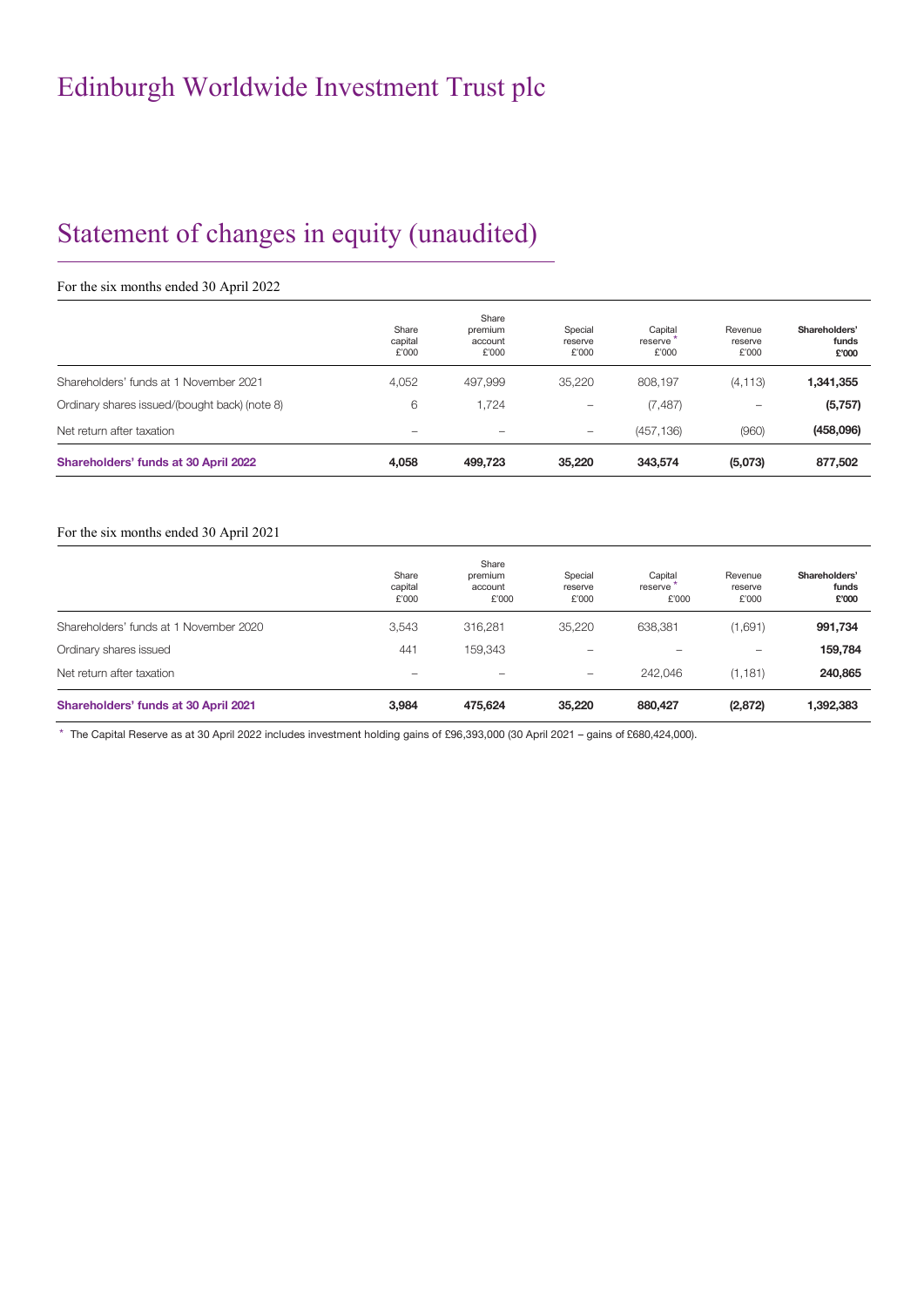# Edinburgh Worldwide Investment Trust plc

## Statement of changes in equity (unaudited)

For the six months ended 30 April 2022

| | Share capital £'000 | Share premium account £'000 | Special reserve £'000 | Capital reserve* £'000 | Revenue reserve £'000 | **Shareholders' funds £'000** |
|---|---|---|---|---|---|---|
| Shareholders' funds at 1 November 2021 | 4,052 | 497,999 | 35,220 | 808,197 | (4,113) | **1,341,355** |
| Ordinary shares issued/(bought back) (note 8) | 6 | 1,724 | – | (7,487) | – | **(5,757)** |
| Net return after taxation | – | – | – | (457,136) | (960) | **(458,096)** |
| **Shareholders' funds at 30 April 2022** | **4,058** | **499,723** | **35,220** | **343,574** | **(5,073)** | **877,502** |

For the six months ended 30 April 2021

| | Share capital £'000 | Share premium account £'000 | Special reserve £'000 | Capital reserve* £'000 | Revenue reserve £'000 | **Shareholders' funds £'000** |
|---|---|---|---|---|---|---|
| Shareholders' funds at 1 November 2020 | 3,543 | 316,281 | 35,220 | 638,381 | (1,691) | **991,734** |
| Ordinary shares issued | 441 | 159,343 | – | – | – | **159,784** |
| Net return after taxation | – | – | – | 242,046 | (1,181) | **240,865** |
| **Shareholders' funds at 30 April 2021** | **3,984** | **475,624** | **35,220** | **880,427** | **(2,872)** | **1,392,383** |

\* The Capital Reserve as at 30 April 2022 includes investment holding gains of £96,393,000 (30 April 2021 – gains of £680,424,000).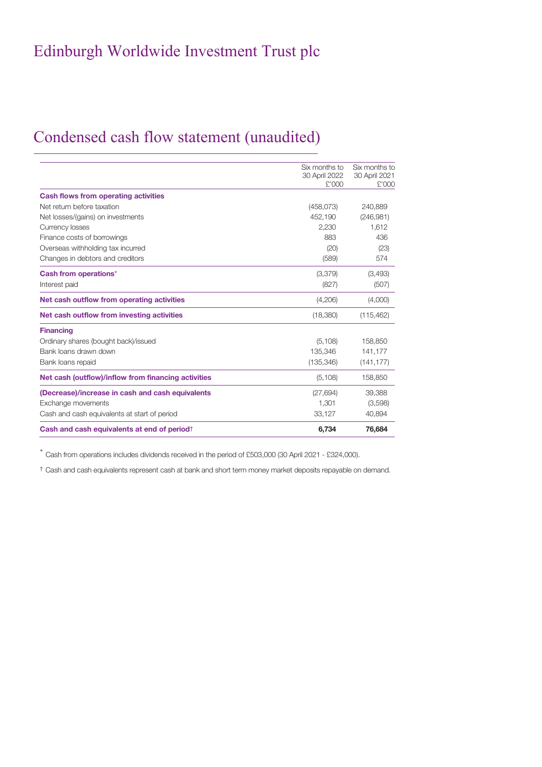# Edinburgh Worldwide Investment Trust plc

## Condensed cash flow statement (unaudited)

| | Six months to 30 April 2022 £'000 | Six months to 30 April 2021 £'000 |
|---|---|---|
| **Cash flows from operating activities** | | |
| Net return before taxation | (458,073) | 240,889 |
| Net losses/(gains) on investments | 452,190 | (246,981) |
| Currency losses | 2,230 | 1,612 |
| Finance costs of borrowings | 883 | 436 |
| Overseas withholding tax incurred | (20) | (23) |
| Changes in debtors and creditors | (589) | 574 |
| **Cash from operations*** | (3,379) | (3,493) |
| Interest paid | (827) | (507) |
| **Net cash outflow from operating activities** | (4,206) | (4,000) |
| **Net cash outflow from investing activities** | (18,380) | (115,462) |
| **Financing** | | |
| Ordinary shares (bought back)/issued | (5,108) | 158,850 |
| Bank loans drawn down | 135,346 | 141,177 |
| Bank loans repaid | (135,346) | (141,177) |
| **Net cash (outflow)/inflow from financing activities** | (5,108) | 158,850 |
| **(Decrease)/increase in cash and cash equivalents** | (27,694) | 39,388 |
| Exchange movements | 1,301 | (3,598) |
| Cash and cash equivalents at start of period | 33,127 | 40,894 |
| **Cash and cash equivalents at end of period†** | **6,734** | **76,684** |

* Cash from operations includes dividends received in the period of £503,000 (30 April 2021 - £324,000).

† Cash and cash equivalents represent cash at bank and short term money market deposits repayable on demand.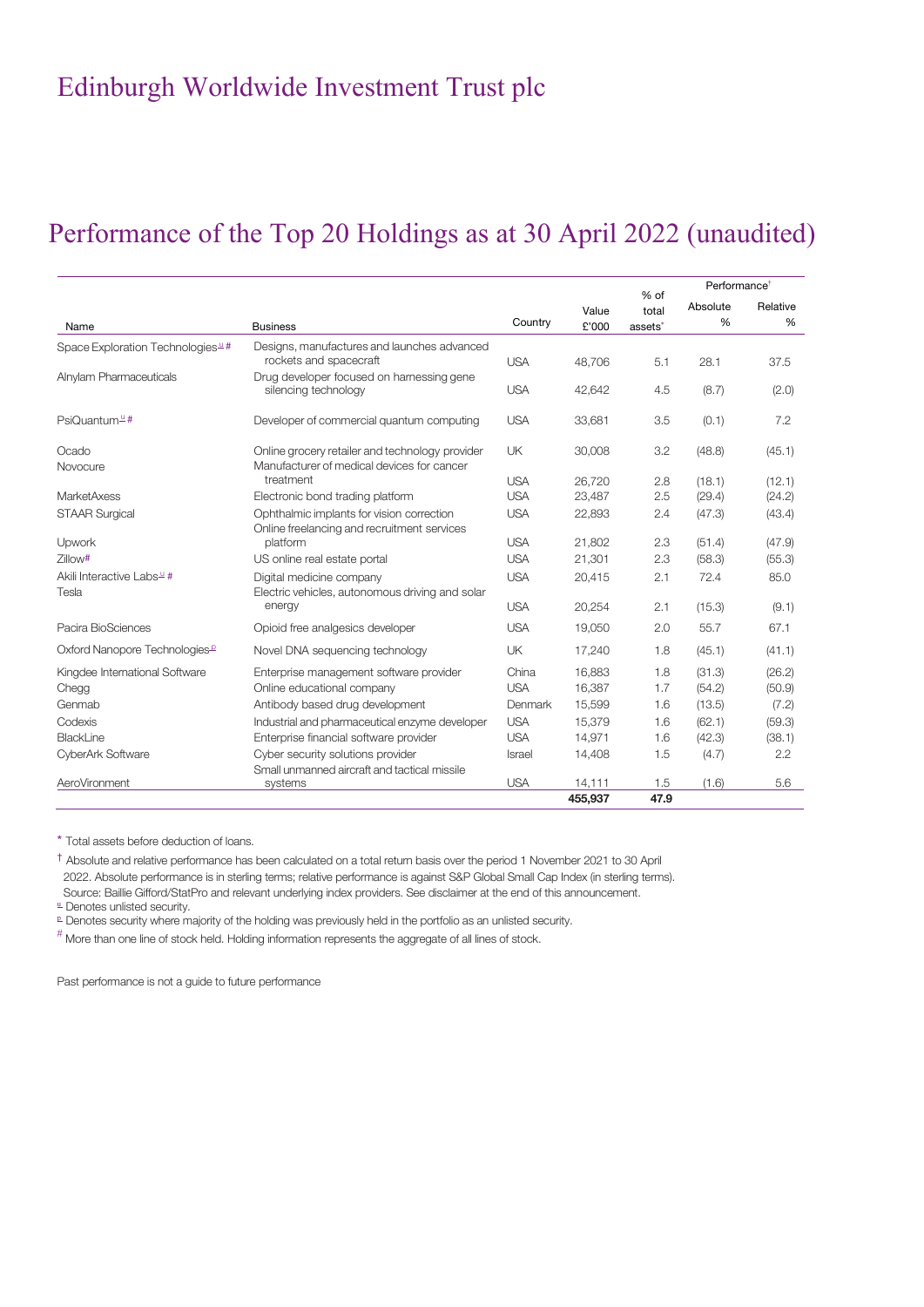# Edinburgh Worldwide Investment Trust plc

## Performance of the Top 20 Holdings as at 30 April 2022 (unaudited)

| Name | Business | Country | Value £'000 | % of total assets* | Performance† Absolute % | Relative % |
|---|---|---|---|---|---|---|
| Space Exploration Technologies[u] # | Designs, manufactures and launches advanced rockets and spacecraft | USA | 48,706 | 5.1 | 28.1 | 37.5 |
| Alnylam Pharmaceuticals | Drug developer focused on harnessing gene silencing technology | USA | 42,642 | 4.5 | (8.7) | (2.0) |
| PsiQuantum[u] # | Developer of commercial quantum computing | USA | 33,681 | 3.5 | (0.1) | 7.2 |
| Ocado | Online grocery retailer and technology provider | UK | 30,008 | 3.2 | (48.8) | (45.1) |
| Novocure | Manufacturer of medical devices for cancer treatment | USA | 26,720 | 2.8 | (18.1) | (12.1) |
| MarketAxess | Electronic bond trading platform | USA | 23,487 | 2.5 | (29.4) | (24.2) |
| STAAR Surgical | Ophthalmic implants for vision correction | USA | 22,893 | 2.4 | (47.3) | (43.4) |
| Upwork | Online freelancing and recruitment services platform | USA | 21,802 | 2.3 | (51.4) | (47.9) |
| Zillow# | US online real estate portal | USA | 21,301 | 2.3 | (58.3) | (55.3) |
| Akili Interactive Labs[u] # | Digital medicine company | USA | 20,415 | 2.1 | 72.4 | 85.0 |
| Tesla | Electric vehicles, autonomous driving and solar energy | USA | 20,254 | 2.1 | (15.3) | (9.1) |
| Pacira BioSciences | Opioid free analgesics developer | USA | 19,050 | 2.0 | 55.7 | 67.1 |
| Oxford Nanopore Technologies[p] | Novel DNA sequencing technology | UK | 17,240 | 1.8 | (45.1) | (41.1) |
| Kingdee International Software | Enterprise management software provider | China | 16,883 | 1.8 | (31.3) | (26.2) |
| Chegg | Online educational company | USA | 16,387 | 1.7 | (54.2) | (50.9) |
| Genmab | Antibody based drug development | Denmark | 15,599 | 1.6 | (13.5) | (7.2) |
| Codexis | Industrial and pharmaceutical enzyme developer | USA | 15,379 | 1.6 | (62.1) | (59.3) |
| BlackLine | Enterprise financial software provider | USA | 14,971 | 1.6 | (42.3) | (38.1) |
| CyberArk Software | Cyber security solutions provider | Israel | 14,408 | 1.5 | (4.7) | 2.2 |
| AeroVironment | Small unmanned aircraft and tactical missile systems | USA | 14,111 | 1.5 | (1.6) | 5.6 |
| | | | **455,937** | **47.9** | | |

\* Total assets before deduction of loans.

† Absolute and relative performance has been calculated on a total return basis over the period 1 November 2021 to 30 April 2022. Absolute performance is in sterling terms; relative performance is against S&P Global Small Cap Index (in sterling terms). Source: Baillie Gifford/StatPro and relevant underlying index providers. See disclaimer at the end of this announcement.

[u] Denotes unlisted security.

[p] Denotes security where majority of the holding was previously held in the portfolio as an unlisted security.

\# More than one line of stock held. Holding information represents the aggregate of all lines of stock.

Past performance is not a guide to future performance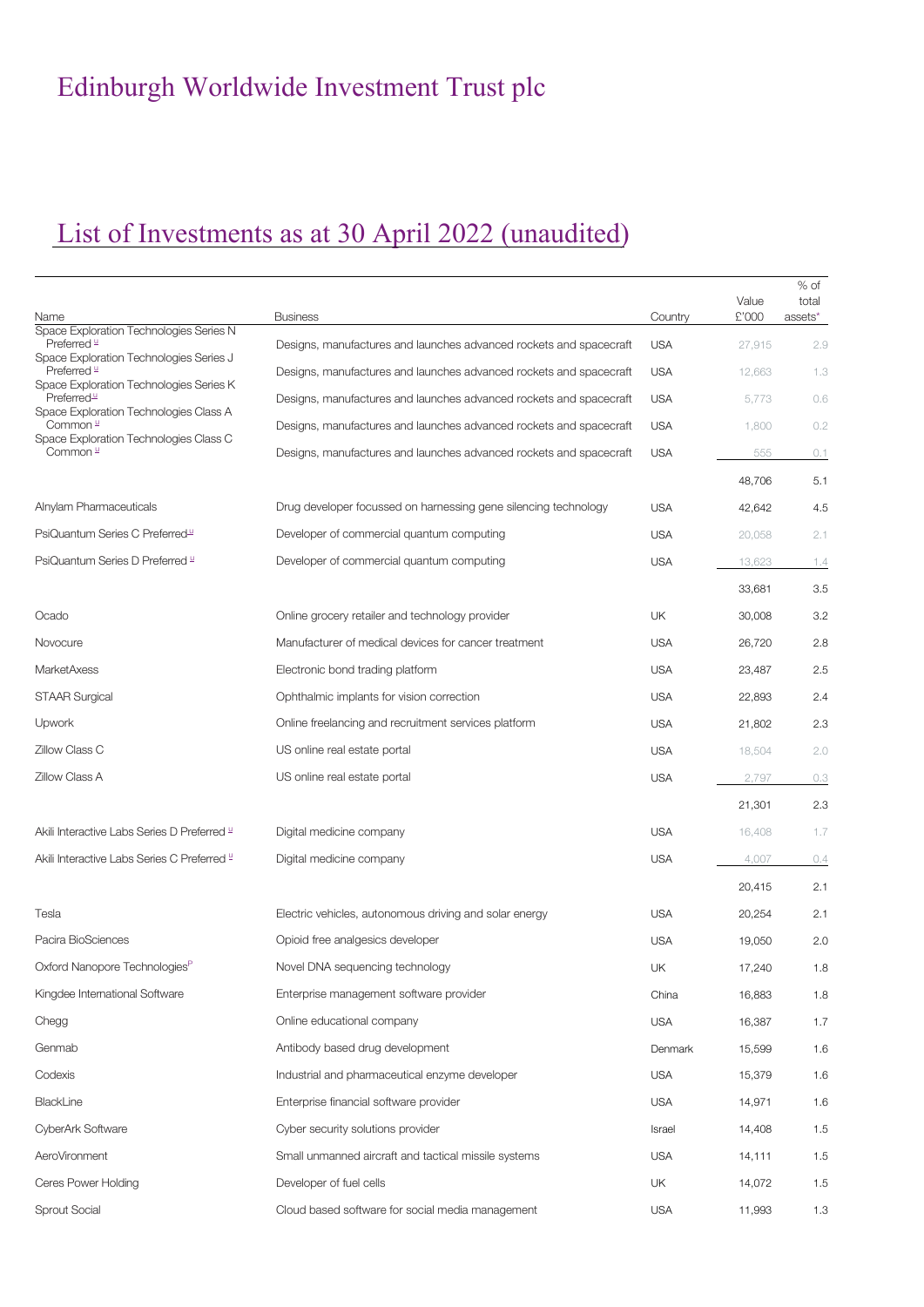# Edinburgh Worldwide Investment Trust plc

## List of Investments as at 30 April 2022 (unaudited)

| Name | Business | Country | Value £'000 | % of total assets* |
|---|---|---|---|---|
| Space Exploration Technologies Series N Preferred [u] | Designs, manufactures and launches advanced rockets and spacecraft | USA | 27,915 | 2.9 |
| Space Exploration Technologies Series J Preferred [u] | Designs, manufactures and launches advanced rockets and spacecraft | USA | 12,663 | 1.3 |
| Space Exploration Technologies Series K Preferred[u] | Designs, manufactures and launches advanced rockets and spacecraft | USA | 5,773 | 0.6 |
| Space Exploration Technologies Class A Common [u] | Designs, manufactures and launches advanced rockets and spacecraft | USA | 1,800 | 0.2 |
| Space Exploration Technologies Class C Common [u] | Designs, manufactures and launches advanced rockets and spacecraft | USA | 555 | 0.1 |
| | | | 48,706 | 5.1 |
| Alnylam Pharmaceuticals | Drug developer focussed on harnessing gene silencing technology | USA | 42,642 | 4.5 |
| PsiQuantum Series C Preferred[u] | Developer of commercial quantum computing | USA | 20,058 | 2.1 |
| PsiQuantum Series D Preferred [u] | Developer of commercial quantum computing | USA | 13,623 | 1.4 |
| | | | 33,681 | 3.5 |
| Ocado | Online grocery retailer and technology provider | UK | 30,008 | 3.2 |
| Novocure | Manufacturer of medical devices for cancer treatment | USA | 26,720 | 2.8 |
| MarketAxess | Electronic bond trading platform | USA | 23,487 | 2.5 |
| STAAR Surgical | Ophthalmic implants for vision correction | USA | 22,893 | 2.4 |
| Upwork | Online freelancing and recruitment services platform | USA | 21,802 | 2.3 |
| Zillow Class C | US online real estate portal | USA | 18,504 | 2.0 |
| Zillow Class A | US online real estate portal | USA | 2,797 | 0.3 |
| | | | 21,301 | 2.3 |
| Akili Interactive Labs Series D Preferred [u] | Digital medicine company | USA | 16,408 | 1.7 |
| Akili Interactive Labs Series C Preferred [u] | Digital medicine company | USA | 4,007 | 0.4 |
| | | | 20,415 | 2.1 |
| Tesla | Electric vehicles, autonomous driving and solar energy | USA | 20,254 | 2.1 |
| Pacira BioSciences | Opioid free analgesics developer | USA | 19,050 | 2.0 |
| Oxford Nanopore Technologies[P] | Novel DNA sequencing technology | UK | 17,240 | 1.8 |
| Kingdee International Software | Enterprise management software provider | China | 16,883 | 1.8 |
| Chegg | Online educational company | USA | 16,387 | 1.7 |
| Genmab | Antibody based drug development | Denmark | 15,599 | 1.6 |
| Codexis | Industrial and pharmaceutical enzyme developer | USA | 15,379 | 1.6 |
| BlackLine | Enterprise financial software provider | USA | 14,971 | 1.6 |
| CyberArk Software | Cyber security solutions provider | Israel | 14,408 | 1.5 |
| AeroVironment | Small unmanned aircraft and tactical missile systems | USA | 14,111 | 1.5 |
| Ceres Power Holding | Developer of fuel cells | UK | 14,072 | 1.5 |
| Sprout Social | Cloud based software for social media management | USA | 11,993 | 1.3 |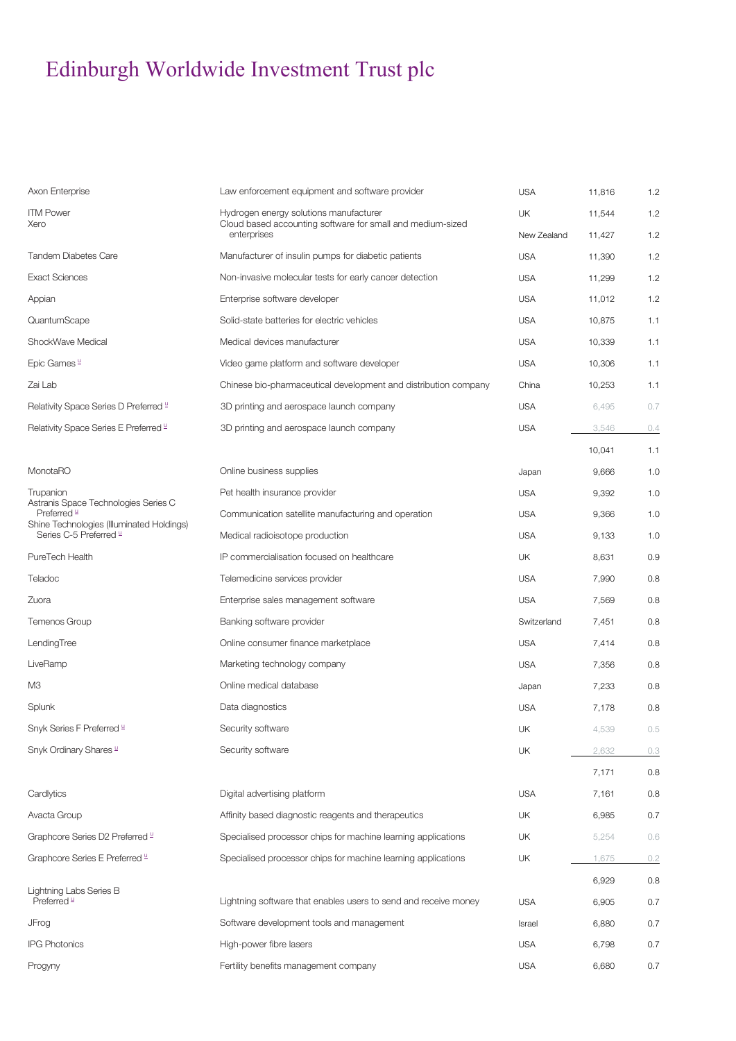# Edinburgh Worldwide Investment Trust plc

| | | | | |
|---|---|---|---|---|
| Axon Enterprise | Law enforcement equipment and software provider | USA | 11,816 | 1.2 |
| ITM Power | Hydrogen energy solutions manufacturer | UK | 11,544 | 1.2 |
| Xero | Cloud based accounting software for small and medium-sized enterprises | New Zealand | 11,427 | 1.2 |
| Tandem Diabetes Care | Manufacturer of insulin pumps for diabetic patients | USA | 11,390 | 1.2 |
| Exact Sciences | Non-invasive molecular tests for early cancer detection | USA | 11,299 | 1.2 |
| Appian | Enterprise software developer | USA | 11,012 | 1.2 |
| QuantumScape | Solid-state batteries for electric vehicles | USA | 10,875 | 1.1 |
| ShockWave Medical | Medical devices manufacturer | USA | 10,339 | 1.1 |
| Epic Games [u] | Video game platform and software developer | USA | 10,306 | 1.1 |
| Zai Lab | Chinese bio-pharmaceutical development and distribution company | China | 10,253 | 1.1 |
| Relativity Space Series D Preferred [u] | 3D printing and aerospace launch company | USA | 6,495 | 0.7 |
| Relativity Space Series E Preferred [u] | 3D printing and aerospace launch company | USA | 3,546 | 0.4 |
| | | | 10,041 | 1.1 |
| MonotaRO | Online business supplies | Japan | 9,666 | 1.0 |
| Trupanion | Pet health insurance provider | USA | 9,392 | 1.0 |
| Astranis Space Technologies Series C Preferred [u] | Communication satellite manufacturing and operation | USA | 9,366 | 1.0 |
| Shine Technologies (Illuminated Holdings) Series C-5 Preferred [u] | Medical radioisotope production | USA | 9,133 | 1.0 |
| PureTech Health | IP commercialisation focused on healthcare | UK | 8,631 | 0.9 |
| Teladoc | Telemedicine services provider | USA | 7,990 | 0.8 |
| Zuora | Enterprise sales management software | USA | 7,569 | 0.8 |
| Temenos Group | Banking software provider | Switzerland | 7,451 | 0.8 |
| LendingTree | Online consumer finance marketplace | USA | 7,414 | 0.8 |
| LiveRamp | Marketing technology company | USA | 7,356 | 0.8 |
| M3 | Online medical database | Japan | 7,233 | 0.8 |
| Splunk | Data diagnostics | USA | 7,178 | 0.8 |
| Snyk Series F Preferred [u] | Security software | UK | 4,539 | 0.5 |
| Snyk Ordinary Shares [u] | Security software | UK | 2,632 | 0.3 |
| | | | 7,171 | 0.8 |
| Cardlytics | Digital advertising platform | USA | 7,161 | 0.8 |
| Avacta Group | Affinity based diagnostic reagents and therapeutics | UK | 6,985 | 0.7 |
| Graphcore Series D2 Preferred [u] | Specialised processor chips for machine learning applications | UK | 5,254 | 0.6 |
| Graphcore Series E Preferred [u] | Specialised processor chips for machine learning applications | UK | 1,675 | 0.2 |
| | | | 6,929 | 0.8 |
| Lightning Labs Series B Preferred [u] | Lightning software that enables users to send and receive money | USA | 6,905 | 0.7 |
| JFrog | Software development tools and management | Israel | 6,880 | 0.7 |
| IPG Photonics | High-power fibre lasers | USA | 6,798 | 0.7 |
| Progyny | Fertility benefits management company | USA | 6,680 | 0.7 |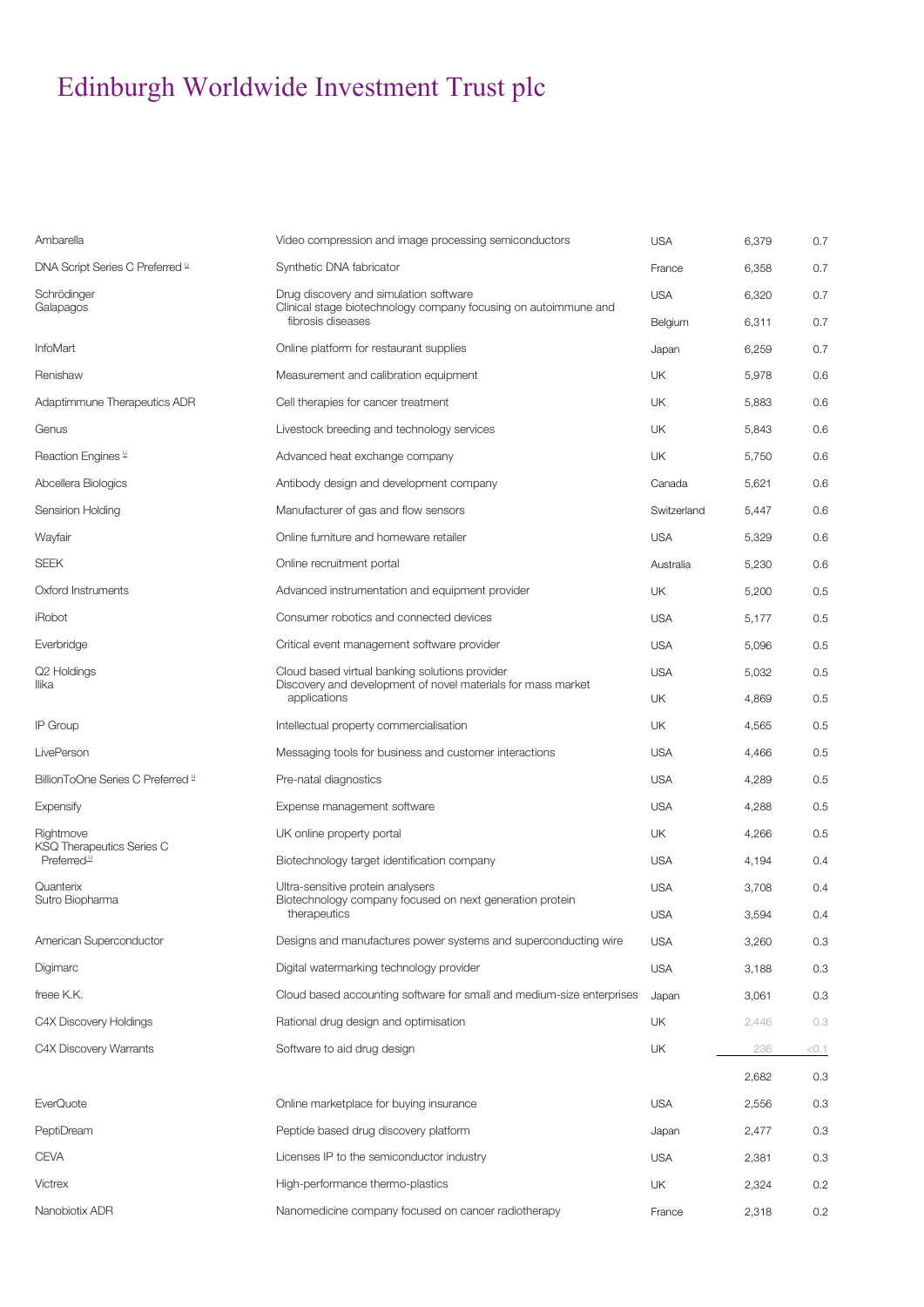# Edinburgh Worldwide Investment Trust plc

| | | | | |
|---|---|---|---|---|
| Ambarella | Video compression and image processing semiconductors | USA | 6,379 | 0.7 |
| DNA Script Series C Preferred [u] | Synthetic DNA fabricator | France | 6,358 | 0.7 |
| Schrödinger | Drug discovery and simulation software | USA | 6,320 | 0.7 |
| Galapagos | Clinical stage biotechnology company focusing on autoimmune and fibrosis diseases | Belgium | 6,311 | 0.7 |
| InfoMart | Online platform for restaurant supplies | Japan | 6,259 | 0.7 |
| Renishaw | Measurement and calibration equipment | UK | 5,978 | 0.6 |
| Adaptimmune Therapeutics ADR | Cell therapies for cancer treatment | UK | 5,883 | 0.6 |
| Genus | Livestock breeding and technology services | UK | 5,843 | 0.6 |
| Reaction Engines [u] | Advanced heat exchange company | UK | 5,750 | 0.6 |
| Abcellera Biologics | Antibody design and development company | Canada | 5,621 | 0.6 |
| Sensirion Holding | Manufacturer of gas and flow sensors | Switzerland | 5,447 | 0.6 |
| Wayfair | Online furniture and homeware retailer | USA | 5,329 | 0.6 |
| SEEK | Online recruitment portal | Australia | 5,230 | 0.6 |
| Oxford Instruments | Advanced instrumentation and equipment provider | UK | 5,200 | 0.5 |
| iRobot | Consumer robotics and connected devices | USA | 5,177 | 0.5 |
| Everbridge | Critical event management software provider | USA | 5,096 | 0.5 |
| Q2 Holdings | Cloud based virtual banking solutions provider | USA | 5,032 | 0.5 |
| Ilika | Discovery and development of novel materials for mass market applications | UK | 4,869 | 0.5 |
| IP Group | Intellectual property commercialisation | UK | 4,565 | 0.5 |
| LivePerson | Messaging tools for business and customer interactions | USA | 4,466 | 0.5 |
| BillionToOne Series C Preferred [u] | Pre-natal diagnostics | USA | 4,289 | 0.5 |
| Expensify | Expense management software | USA | 4,288 | 0.5 |
| Rightmove | UK online property portal | UK | 4,266 | 0.5 |
| KSQ Therapeutics Series C Preferred [u] | Biotechnology target identification company | USA | 4,194 | 0.4 |
| Quanterix | Ultra-sensitive protein analysers | USA | 3,708 | 0.4 |
| Sutro Biopharma | Biotechnology company focused on next generation protein therapeutics | USA | 3,594 | 0.4 |
| American Superconductor | Designs and manufactures power systems and superconducting wire | USA | 3,260 | 0.3 |
| Digimarc | Digital watermarking technology provider | USA | 3,188 | 0.3 |
| freee K.K. | Cloud based accounting software for small and medium-size enterprises | Japan | 3,061 | 0.3 |
| C4X Discovery Holdings | Rational drug design and optimisation | UK | 2,446 | 0.3 |
| C4X Discovery Warrants | Software to aid drug design | UK | 236 | <0.1 |
| | | | 2,682 | 0.3 |
| EverQuote | Online marketplace for buying insurance | USA | 2,556 | 0.3 |
| PeptiDream | Peptide based drug discovery platform | Japan | 2,477 | 0.3 |
| CEVA | Licenses IP to the semiconductor industry | USA | 2,381 | 0.3 |
| Victrex | High-performance thermo-plastics | UK | 2,324 | 0.2 |
| Nanobiotix ADR | Nanomedicine company focused on cancer radiotherapy | France | 2,318 | 0.2 |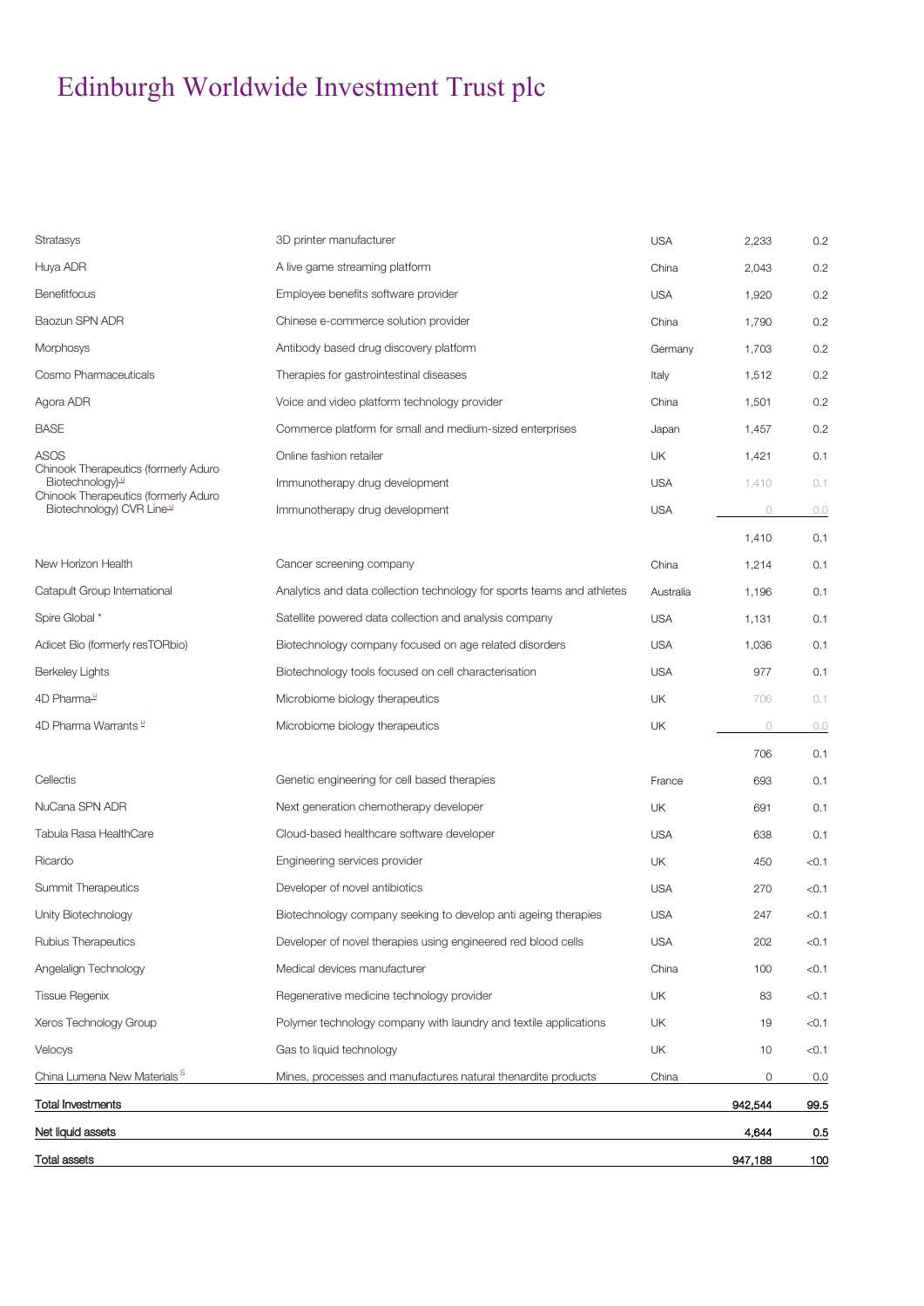# Edinburgh Worldwide Investment Trust plc

| | | | | |
|---|---|---|---|---|
| Stratasys | 3D printer manufacturer | USA | 2,233 | 0.2 |
| Huya ADR | A live game streaming platform | China | 2,043 | 0.2 |
| Benefitfocus | Employee benefits software provider | USA | 1,920 | 0.2 |
| Baozun SPN ADR | Chinese e-commerce solution provider | China | 1,790 | 0.2 |
| Morphosys | Antibody based drug discovery platform | Germany | 1,703 | 0.2 |
| Cosmo Pharmaceuticals | Therapies for gastrointestinal diseases | Italy | 1,512 | 0.2 |
| Agora ADR | Voice and video platform technology provider | China | 1,501 | 0.2 |
| BASE | Commerce platform for small and medium-sized enterprises | Japan | 1,457 | 0.2 |
| ASOS | Online fashion retailer | UK | 1,421 | 0.1 |
| Chinook Therapeutics (formerly Aduro Biotechnology) [u] | Immunotherapy drug development | USA | 1,410 | 0.1 |
| Chinook Therapeutics (formerly Aduro Biotechnology) CVR Line [u] | Immunotherapy drug development | USA | 0 | 0.0 |
| | | | 1,410 | 0.1 |
| New Horizon Health | Cancer screening company | China | 1,214 | 0.1 |
| Catapult Group International | Analytics and data collection technology for sports teams and athletes | Australia | 1,196 | 0.1 |
| Spire Global * | Satellite powered data collection and analysis company | USA | 1,131 | 0.1 |
| Adicet Bio (formerly resTORbio) | Biotechnology company focused on age related disorders | USA | 1,036 | 0.1 |
| Berkeley Lights | Biotechnology tools focused on cell characterisation | USA | 977 | 0.1 |
| 4D Pharma [u] | Microbiome biology therapeutics | UK | 706 | 0.1 |
| 4D Pharma Warrants [u] | Microbiome biology therapeutics | UK | 0 | 0.0 |
| | | | 706 | 0.1 |
| Cellectis | Genetic engineering for cell based therapies | France | 693 | 0.1 |
| NuCana SPN ADR | Next generation chemotherapy developer | UK | 691 | 0.1 |
| Tabula Rasa HealthCare | Cloud-based healthcare software developer | USA | 638 | 0.1 |
| Ricardo | Engineering services provider | UK | 450 | <0.1 |
| Summit Therapeutics | Developer of novel antibiotics | USA | 270 | <0.1 |
| Unity Biotechnology | Biotechnology company seeking to develop anti ageing therapies | USA | 247 | <0.1 |
| Rubius Therapeutics | Developer of novel therapies using engineered red blood cells | USA | 202 | <0.1 |
| Angelalign Technology | Medical devices manufacturer | China | 100 | <0.1 |
| Tissue Regenix | Regenerative medicine technology provider | UK | 83 | <0.1 |
| Xeros Technology Group | Polymer technology company with laundry and textile applications | UK | 19 | <0.1 |
| Velocys | Gas to liquid technology | UK | 10 | <0.1 |
| China Lumena New Materials [S] | Mines, processes and manufactures natural thenardite products | China | 0 | 0.0 |
| **Total Investments** | | | **942,544** | **99.5** |
| **Net liquid assets** | | | **4,644** | **0.5** |
| **Total assets** | | | **947,188** | **100** |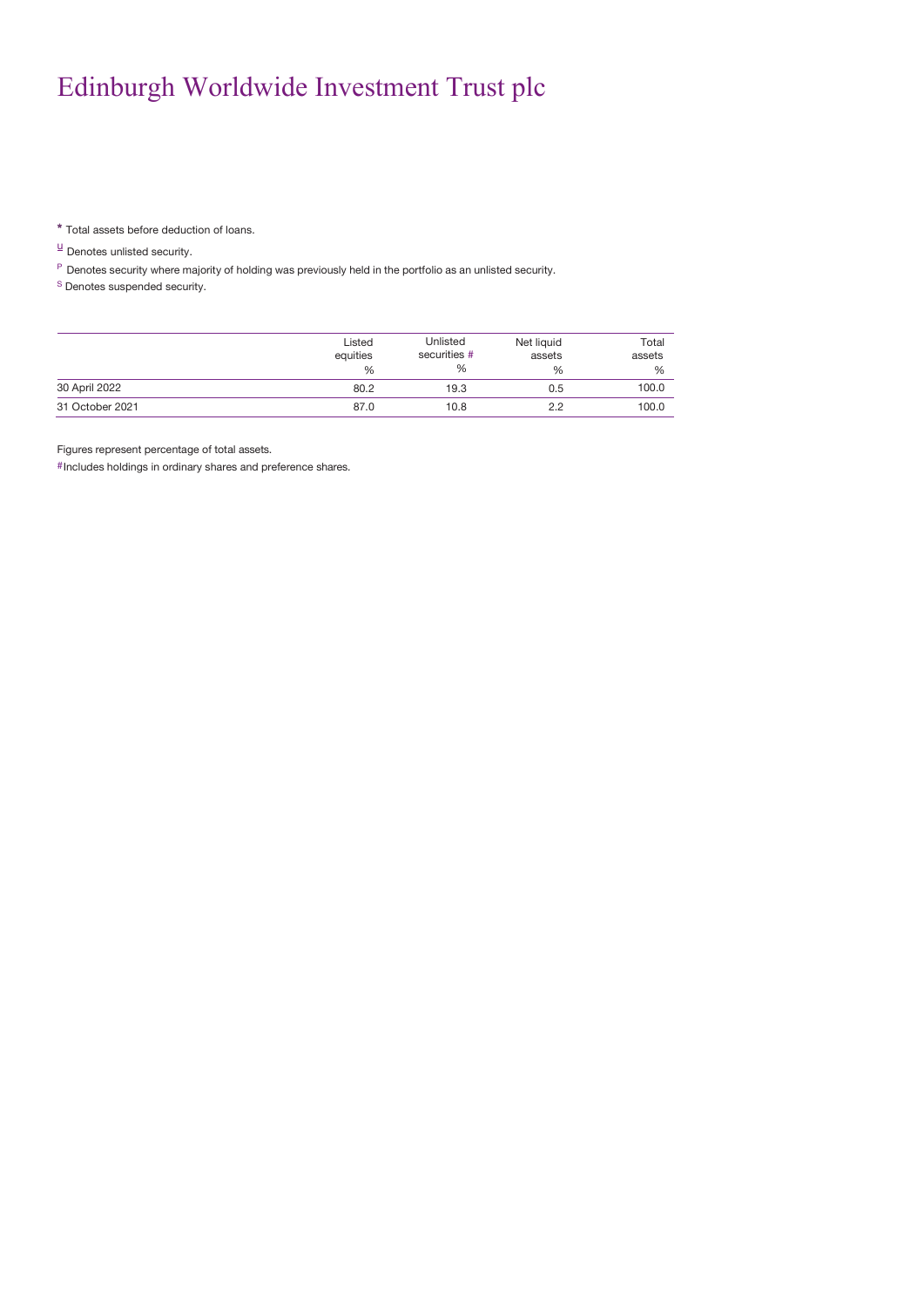* Total assets before deduction of loans.

u Denotes unlisted security.

P Denotes security where majority of holding was previously held in the portfolio as an unlisted security.

S Denotes suspended security.

| | Listed equities % | Unlisted securities # % | Net liquid assets % | Total assets % |
|---|---|---|---|---|
| 30 April 2022 | 80.2 | 19.3 | 0.5 | 100.0 |
| 31 October 2021 | 87.0 | 10.8 | 2.2 | 100.0 |

Figures represent percentage of total assets.

#Includes holdings in ordinary shares and preference shares.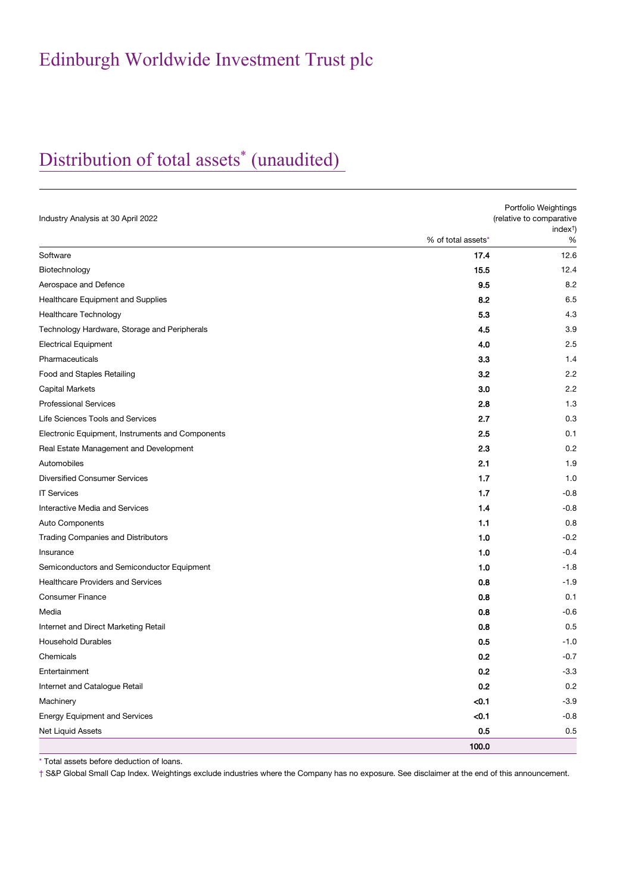# Edinburgh Worldwide Investment Trust plc

## Distribution of total assets* (unaudited)

| Industry Analysis at 30 April 2022 | % of total assets* | Portfolio Weightings (relative to comparative index†) % |
|---|---|---|
| Software | **17.4** | 12.6 |
| Biotechnology | **15.5** | 12.4 |
| Aerospace and Defence | **9.5** | 8.2 |
| Healthcare Equipment and Supplies | **8.2** | 6.5 |
| Healthcare Technology | **5.3** | 4.3 |
| Technology Hardware, Storage and Peripherals | **4.5** | 3.9 |
| Electrical Equipment | **4.0** | 2.5 |
| Pharmaceuticals | **3.3** | 1.4 |
| Food and Staples Retailing | **3.2** | 2.2 |
| Capital Markets | **3.0** | 2.2 |
| Professional Services | **2.8** | 1.3 |
| Life Sciences Tools and Services | **2.7** | 0.3 |
| Electronic Equipment, Instruments and Components | **2.5** | 0.1 |
| Real Estate Management and Development | **2.3** | 0.2 |
| Automobiles | **2.1** | 1.9 |
| Diversified Consumer Services | **1.7** | 1.0 |
| IT Services | **1.7** | -0.8 |
| Interactive Media and Services | **1.4** | -0.8 |
| Auto Components | **1.1** | 0.8 |
| Trading Companies and Distributors | **1.0** | -0.2 |
| Insurance | **1.0** | -0.4 |
| Semiconductors and Semiconductor Equipment | **1.0** | -1.8 |
| Healthcare Providers and Services | **0.8** | -1.9 |
| Consumer Finance | **0.8** | 0.1 |
| Media | **0.8** | -0.6 |
| Internet and Direct Marketing Retail | **0.8** | 0.5 |
| Household Durables | **0.5** | -1.0 |
| Chemicals | **0.2** | -0.7 |
| Entertainment | **0.2** | -3.3 |
| Internet and Catalogue Retail | **0.2** | 0.2 |
| Machinery | **<0.1** | -3.9 |
| Energy Equipment and Services | **<0.1** | -0.8 |
| Net Liquid Assets | **0.5** | 0.5 |
| | **100.0** | |

* Total assets before deduction of loans.

† S&P Global Small Cap Index. Weightings exclude industries where the Company has no exposure. See disclaimer at the end of this announcement.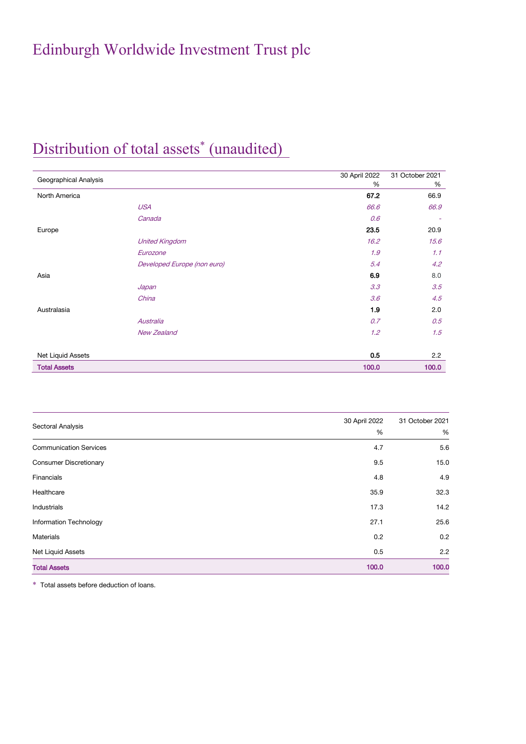# Edinburgh Worldwide Investment Trust plc

## Distribution of total assets* (unaudited)

| Geographical Analysis | | 30 April 2022 % | 31 October 2021 % |
|---|---|---|---|
| North America | | **67.2** | 66.9 |
| | *USA* | *66.6* | *66.9* |
| | *Canada* | *0.6* | *-* |
| Europe | | **23.5** | 20.9 |
| | *United Kingdom* | *16.2* | *15.6* |
| | *Eurozone* | *1.9* | *1.1* |
| | *Developed Europe (non euro)* | *5.4* | *4.2* |
| Asia | | **6.9** | 8.0 |
| | *Japan* | *3.3* | *3.5* |
| | *China* | *3.6* | *4.5* |
| Australasia | | **1.9** | 2.0 |
| | *Australia* | *0.7* | *0.5* |
| | *New Zealand* | *1.2* | *1.5* |
| Net Liquid Assets | | **0.5** | 2.2 |
| **Total Assets** | | **100.0** | **100.0** |

| Sectoral Analysis | 30 April 2022 % | 31 October 2021 % |
|---|---|---|
| Communication Services | 4.7 | 5.6 |
| Consumer Discretionary | 9.5 | 15.0 |
| Financials | 4.8 | 4.9 |
| Healthcare | 35.9 | 32.3 |
| Industrials | 17.3 | 14.2 |
| Information Technology | 27.1 | 25.6 |
| Materials | 0.2 | 0.2 |
| Net Liquid Assets | 0.5 | 2.2 |
| **Total Assets** | **100.0** | **100.0** |

\* Total assets before deduction of loans.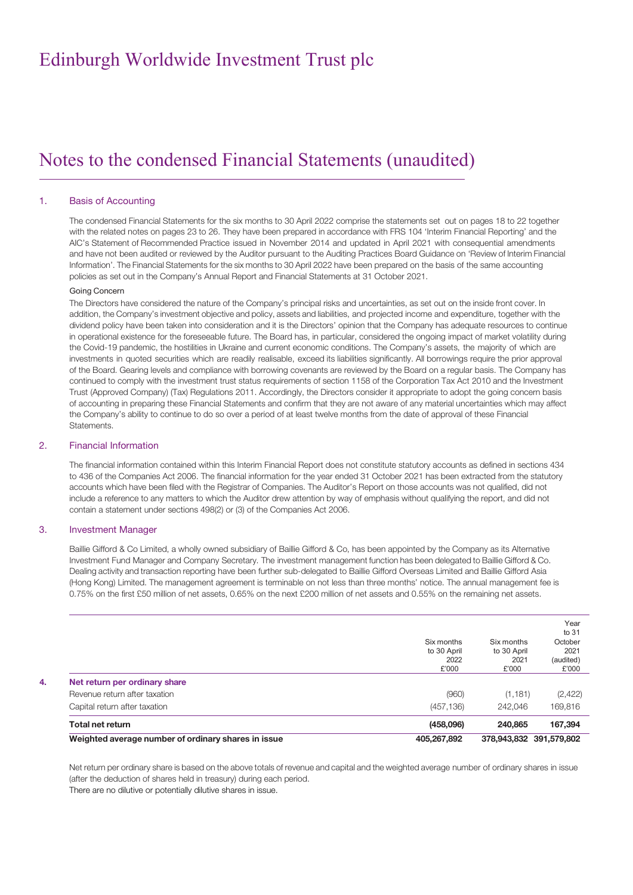# Edinburgh Worldwide Investment Trust plc

## Notes to the condensed Financial Statements (unaudited)

### 1. Basis of Accounting

The condensed Financial Statements for the six months to 30 April 2022 comprise the statements set out on pages 18 to 22 together with the related notes on pages 23 to 26. They have been prepared in accordance with FRS 104 'Interim Financial Reporting' and the AIC's Statement of Recommended Practice issued in November 2014 and updated in April 2021 with consequential amendments and have not been audited or reviewed by the Auditor pursuant to the Auditing Practices Board Guidance on 'Review of Interim Financial Information'. The Financial Statements for the six months to 30 April 2022 have been prepared on the basis of the same accounting policies as set out in the Company's Annual Report and Financial Statements at 31 October 2021.

#### Going Concern

The Directors have considered the nature of the Company's principal risks and uncertainties, as set out on the inside front cover. In addition, the Company's investment objective and policy, assets and liabilities, and projected income and expenditure, together with the dividend policy have been taken into consideration and it is the Directors' opinion that the Company has adequate resources to continue in operational existence for the foreseeable future. The Board has, in particular, considered the ongoing impact of market volatility during the Covid-19 pandemic, the hostilities in Ukraine and current economic conditions. The Company's assets, the majority of which are investments in quoted securities which are readily realisable, exceed its liabilities significantly. All borrowings require the prior approval of the Board. Gearing levels and compliance with borrowing covenants are reviewed by the Board on a regular basis. The Company has continued to comply with the investment trust status requirements of section 1158 of the Corporation Tax Act 2010 and the Investment Trust (Approved Company) (Tax) Regulations 2011. Accordingly, the Directors consider it appropriate to adopt the going concern basis of accounting in preparing these Financial Statements and confirm that they are not aware of any material uncertainties which may affect the Company's ability to continue to do so over a period of at least twelve months from the date of approval of these Financial Statements.

### 2. Financial Information

The financial information contained within this Interim Financial Report does not constitute statutory accounts as defined in sections 434 to 436 of the Companies Act 2006. The financial information for the year ended 31 October 2021 has been extracted from the statutory accounts which have been filed with the Registrar of Companies. The Auditor's Report on those accounts was not qualified, did not include a reference to any matters to which the Auditor drew attention by way of emphasis without qualifying the report, and did not contain a statement under sections 498(2) or (3) of the Companies Act 2006.

### 3. Investment Manager

Baillie Gifford & Co Limited, a wholly owned subsidiary of Baillie Gifford & Co, has been appointed by the Company as its Alternative Investment Fund Manager and Company Secretary. The investment management function has been delegated to Baillie Gifford & Co. Dealing activity and transaction reporting have been further sub-delegated to Baillie Gifford Overseas Limited and Baillie Gifford Asia (Hong Kong) Limited. The management agreement is terminable on not less than three months' notice. The annual management fee is 0.75% on the first £50 million of net assets, 0.65% on the next £200 million of net assets and 0.55% on the remaining net assets.

### 4. Net return per ordinary share

| | Six months to 30 April 2022 £'000 | Six months to 30 April 2021 £'000 | Year to 31 October 2021 (audited) £'000 |
|---|---|---|---|
| Revenue return after taxation | (960) | (1,181) | (2,422) |
| Capital return after taxation | (457,136) | 242,046 | 169,816 |
| **Total net return** | **(458,096)** | **240,865** | **167,394** |
| **Weighted average number of ordinary shares in issue** | **405,267,892** | **378,943,832** | **391,579,802** |

Net return per ordinary share is based on the above totals of revenue and capital and the weighted average number of ordinary shares in issue (after the deduction of shares held in treasury) during each period.

There are no dilutive or potentially dilutive shares in issue.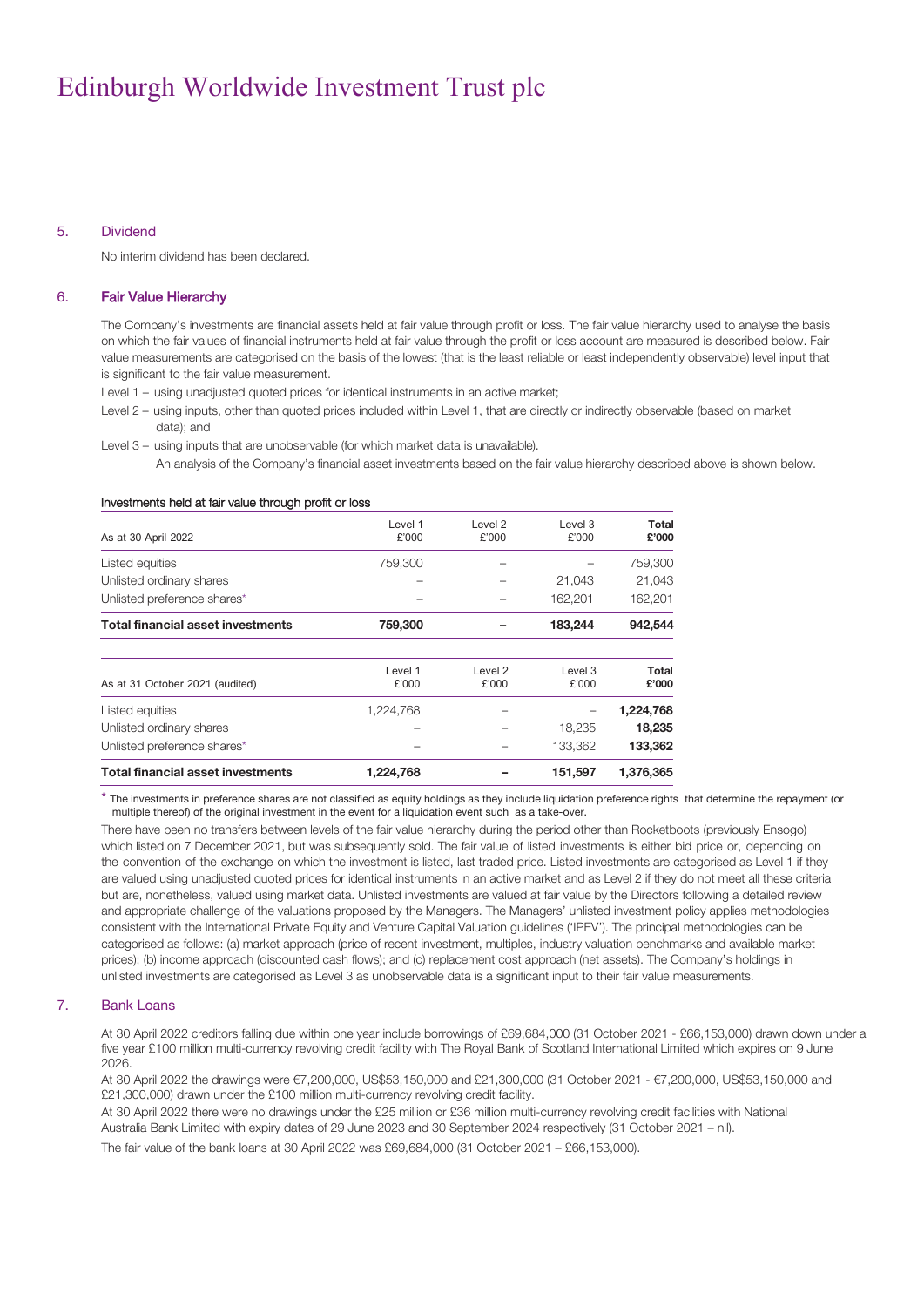## 5. Dividend

No interim dividend has been declared.

## 6. Fair Value Hierarchy

The Company's investments are financial assets held at fair value through profit or loss. The fair value hierarchy used to analyse the basis on which the fair values of financial instruments held at fair value through the profit or loss account are measured is described below. Fair value measurements are categorised on the basis of the lowest (that is the least reliable or least independently observable) level input that is significant to the fair value measurement.

Level 1 – using unadjusted quoted prices for identical instruments in an active market;

Level 2 – using inputs, other than quoted prices included within Level 1, that are directly or indirectly observable (based on market data); and

Level 3 – using inputs that are unobservable (for which market data is unavailable).

An analysis of the Company's financial asset investments based on the fair value hierarchy described above is shown below.

**Investments held at fair value through profit or loss**

| As at 30 April 2022 | Level 1 £'000 | Level 2 £'000 | Level 3 £'000 | **Total £'000** |
|---|---|---|---|---|
| Listed equities | 759,300 | – | – | 759,300 |
| Unlisted ordinary shares | – | – | 21,043 | 21,043 |
| Unlisted preference shares* | – | – | 162,201 | 162,201 |
| **Total financial asset investments** | **759,300** | **–** | **183,244** | **942,544** |

| As at 31 October 2021 (audited) | Level 1 £'000 | Level 2 £'000 | Level 3 £'000 | **Total £'000** |
|---|---|---|---|---|
| Listed equities | 1,224,768 | – | – | **1,224,768** |
| Unlisted ordinary shares | – | – | 18,235 | **18,235** |
| Unlisted preference shares* | – | – | 133,362 | **133,362** |
| **Total financial asset investments** | **1,224,768** | **–** | **151,597** | **1,376,365** |

\* The investments in preference shares are not classified as equity holdings as they include liquidation preference rights that determine the repayment (or multiple thereof) of the original investment in the event for a liquidation event such as a take-over.

There have been no transfers between levels of the fair value hierarchy during the period other than Rocketboots (previously Ensogo) which listed on 7 December 2021, but was subsequently sold. The fair value of listed investments is either bid price or, depending on the convention of the exchange on which the investment is listed, last traded price. Listed investments are categorised as Level 1 if they are valued using unadjusted quoted prices for identical instruments in an active market and as Level 2 if they do not meet all these criteria but are, nonetheless, valued using market data. Unlisted investments are valued at fair value by the Directors following a detailed review and appropriate challenge of the valuations proposed by the Managers. The Managers' unlisted investment policy applies methodologies consistent with the International Private Equity and Venture Capital Valuation guidelines ('IPEV'). The principal methodologies can be categorised as follows: (a) market approach (price of recent investment, multiples, industry valuation benchmarks and available market prices); (b) income approach (discounted cash flows); and (c) replacement cost approach (net assets). The Company's holdings in unlisted investments are categorised as Level 3 as unobservable data is a significant input to their fair value measurements.

## 7. Bank Loans

At 30 April 2022 creditors falling due within one year include borrowings of £69,684,000 (31 October 2021 - £66,153,000) drawn down under a five year £100 million multi-currency revolving credit facility with The Royal Bank of Scotland International Limited which expires on 9 June 2026.

At 30 April 2022 the drawings were €7,200,000, US$53,150,000 and £21,300,000 (31 October 2021 - €7,200,000, US$53,150,000 and £21,300,000) drawn under the £100 million multi-currency revolving credit facility.

At 30 April 2022 there were no drawings under the £25 million or £36 million multi-currency revolving credit facilities with National Australia Bank Limited with expiry dates of 29 June 2023 and 30 September 2024 respectively (31 October 2021 – nil).

The fair value of the bank loans at 30 April 2022 was £69,684,000 (31 October 2021 – £66,153,000).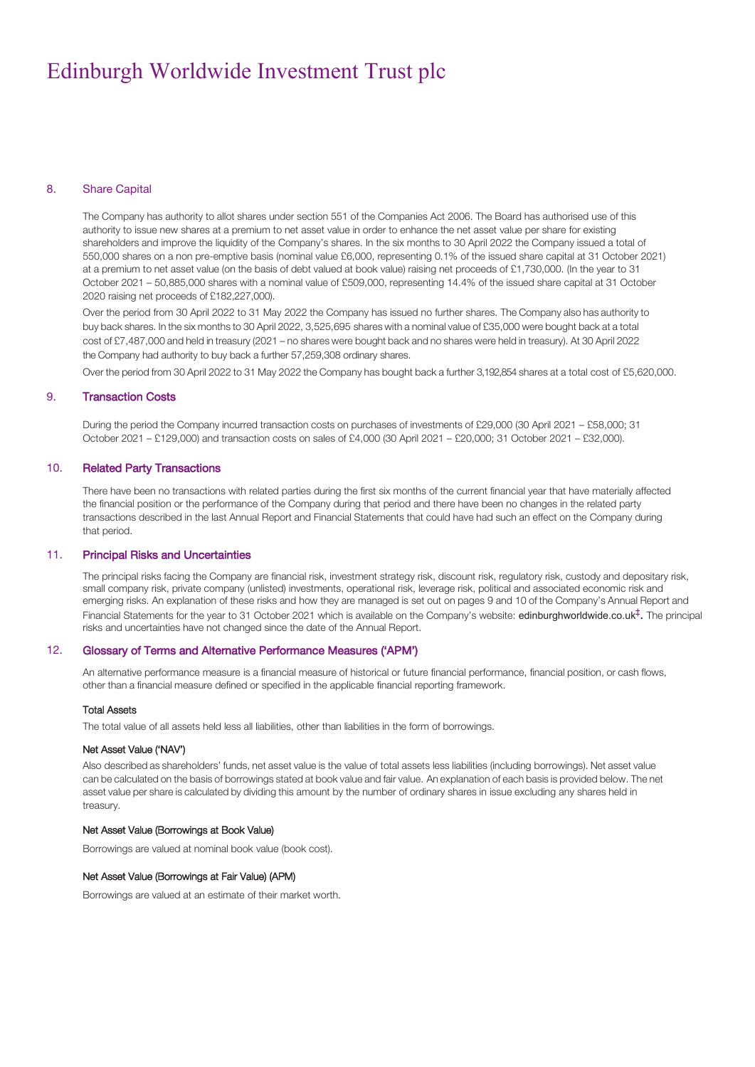# Edinburgh Worldwide Investment Trust plc

## 8. Share Capital

The Company has authority to allot shares under section 551 of the Companies Act 2006. The Board has authorised use of this authority to issue new shares at a premium to net asset value in order to enhance the net asset value per share for existing shareholders and improve the liquidity of the Company's shares. In the six months to 30 April 2022 the Company issued a total of 550,000 shares on a non pre-emptive basis (nominal value £6,000, representing 0.1% of the issued share capital at 31 October 2021) at a premium to net asset value (on the basis of debt valued at book value) raising net proceeds of £1,730,000. (In the year to 31 October 2021 – 50,885,000 shares with a nominal value of £509,000, representing 14.4% of the issued share capital at 31 October 2020 raising net proceeds of £182,227,000).

Over the period from 30 April 2022 to 31 May 2022 the Company has issued no further shares. The Company also has authority to buy back shares. In the six months to 30 April 2022, 3,525,695 shares with a nominal value of £35,000 were bought back at a total cost of £7,487,000 and held in treasury (2021 – no shares were bought back and no shares were held in treasury). At 30 April 2022 the Company had authority to buy back a further 57,259,308 ordinary shares.

Over the period from 30 April 2022 to 31 May 2022 the Company has bought back a further 3,192,854 shares at a total cost of £5,620,000.

## 9. Transaction Costs

During the period the Company incurred transaction costs on purchases of investments of £29,000 (30 April 2021 – £58,000; 31 October 2021 – £129,000) and transaction costs on sales of £4,000 (30 April 2021 – £20,000; 31 October 2021 – £32,000).

## 10. Related Party Transactions

There have been no transactions with related parties during the first six months of the current financial year that have materially affected the financial position or the performance of the Company during that period and there have been no changes in the related party transactions described in the last Annual Report and Financial Statements that could have had such an effect on the Company during that period.

## 11. Principal Risks and Uncertainties

The principal risks facing the Company are financial risk, investment strategy risk, discount risk, regulatory risk, custody and depositary risk, small company risk, private company (unlisted) investments, operational risk, leverage risk, political and associated economic risk and emerging risks. An explanation of these risks and how they are managed is set out on pages 9 and 10 of the Company's Annual Report and Financial Statements for the year to 31 October 2021 which is available on the Company's website: **edinburghworldwide.co.uk**‡. The principal risks and uncertainties have not changed since the date of the Annual Report.

## 12. Glossary of Terms and Alternative Performance Measures ('APM')

An alternative performance measure is a financial measure of historical or future financial performance, financial position, or cash flows, other than a financial measure defined or specified in the applicable financial reporting framework.

### Total Assets

The total value of all assets held less all liabilities, other than liabilities in the form of borrowings.

### Net Asset Value ('NAV')

Also described as shareholders' funds, net asset value is the value of total assets less liabilities (including borrowings). Net asset value can be calculated on the basis of borrowings stated at book value and fair value. An explanation of each basis is provided below. The net asset value per share is calculated by dividing this amount by the number of ordinary shares in issue excluding any shares held in treasury.

### Net Asset Value (Borrowings at Book Value)

Borrowings are valued at nominal book value (book cost).

### Net Asset Value (Borrowings at Fair Value) (APM)

Borrowings are valued at an estimate of their market worth.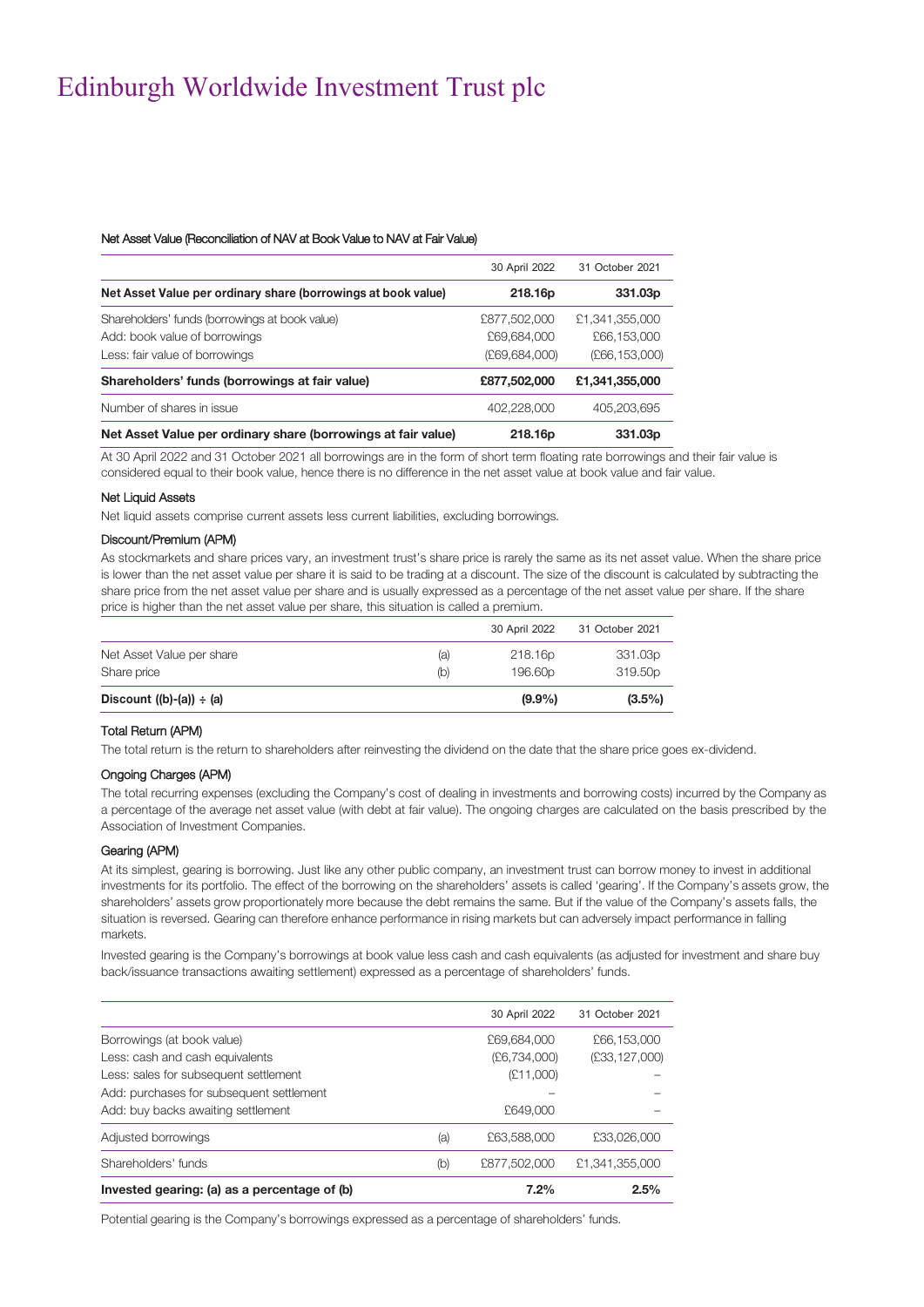# Edinburgh Worldwide Investment Trust plc

### Net Asset Value (Reconciliation of NAV at Book Value to NAV at Fair Value)

| | 30 April 2022 | 31 October 2021 |
|---|---|---|
| **Net Asset Value per ordinary share (borrowings at book value)** | **218.16p** | **331.03p** |
| Shareholders' funds (borrowings at book value) | £877,502,000 | £1,341,355,000 |
| Add: book value of borrowings | £69,684,000 | £66,153,000 |
| Less: fair value of borrowings | (£69,684,000) | (£66,153,000) |
| **Shareholders' funds (borrowings at fair value)** | **£877,502,000** | **£1,341,355,000** |
| Number of shares in issue | 402,228,000 | 405,203,695 |
| **Net Asset Value per ordinary share (borrowings at fair value)** | **218.16p** | **331.03p** |

At 30 April 2022 and 31 October 2021 all borrowings are in the form of short term floating rate borrowings and their fair value is considered equal to their book value, hence there is no difference in the net asset value at book value and fair value.

### Net Liquid Assets

Net liquid assets comprise current assets less current liabilities, excluding borrowings.

### Discount/Premium (APM)

As stockmarkets and share prices vary, an investment trust's share price is rarely the same as its net asset value. When the share price is lower than the net asset value per share it is said to be trading at a discount. The size of the discount is calculated by subtracting the share price from the net asset value per share and is usually expressed as a percentage of the net asset value per share. If the share price is higher than the net asset value per share, this situation is called a premium.

| | | 30 April 2022 | 31 October 2021 |
|---|---|---|---|
| Net Asset Value per share | (a) | 218.16p | 331.03p |
| Share price | (b) | 196.60p | 319.50p |
| **Discount ((b)-(a)) ÷ (a)** | | **(9.9%)** | **(3.5%)** |

### Total Return (APM)

The total return is the return to shareholders after reinvesting the dividend on the date that the share price goes ex-dividend.

### Ongoing Charges (APM)

The total recurring expenses (excluding the Company's cost of dealing in investments and borrowing costs) incurred by the Company as a percentage of the average net asset value (with debt at fair value). The ongoing charges are calculated on the basis prescribed by the Association of Investment Companies.

### Gearing (APM)

At its simplest, gearing is borrowing. Just like any other public company, an investment trust can borrow money to invest in additional investments for its portfolio. The effect of the borrowing on the shareholders' assets is called 'gearing'. If the Company's assets grow, the shareholders' assets grow proportionately more because the debt remains the same. But if the value of the Company's assets falls, the situation is reversed. Gearing can therefore enhance performance in rising markets but can adversely impact performance in falling markets.

Invested gearing is the Company's borrowings at book value less cash and cash equivalents (as adjusted for investment and share buy back/issuance transactions awaiting settlement) expressed as a percentage of shareholders' funds.

| | | 30 April 2022 | 31 October 2021 |
|---|---|---|---|
| Borrowings (at book value) | | £69,684,000 | £66,153,000 |
| Less: cash and cash equivalents | | (£6,734,000) | (£33,127,000) |
| Less: sales for subsequent settlement | | (£11,000) | – |
| Add: purchases for subsequent settlement | | – | – |
| Add: buy backs awaiting settlement | | £649,000 | – |
| Adjusted borrowings | (a) | £63,588,000 | £33,026,000 |
| Shareholders' funds | (b) | £877,502,000 | £1,341,355,000 |
| **Invested gearing: (a) as a percentage of (b)** | | **7.2%** | **2.5%** |

Potential gearing is the Company's borrowings expressed as a percentage of shareholders' funds.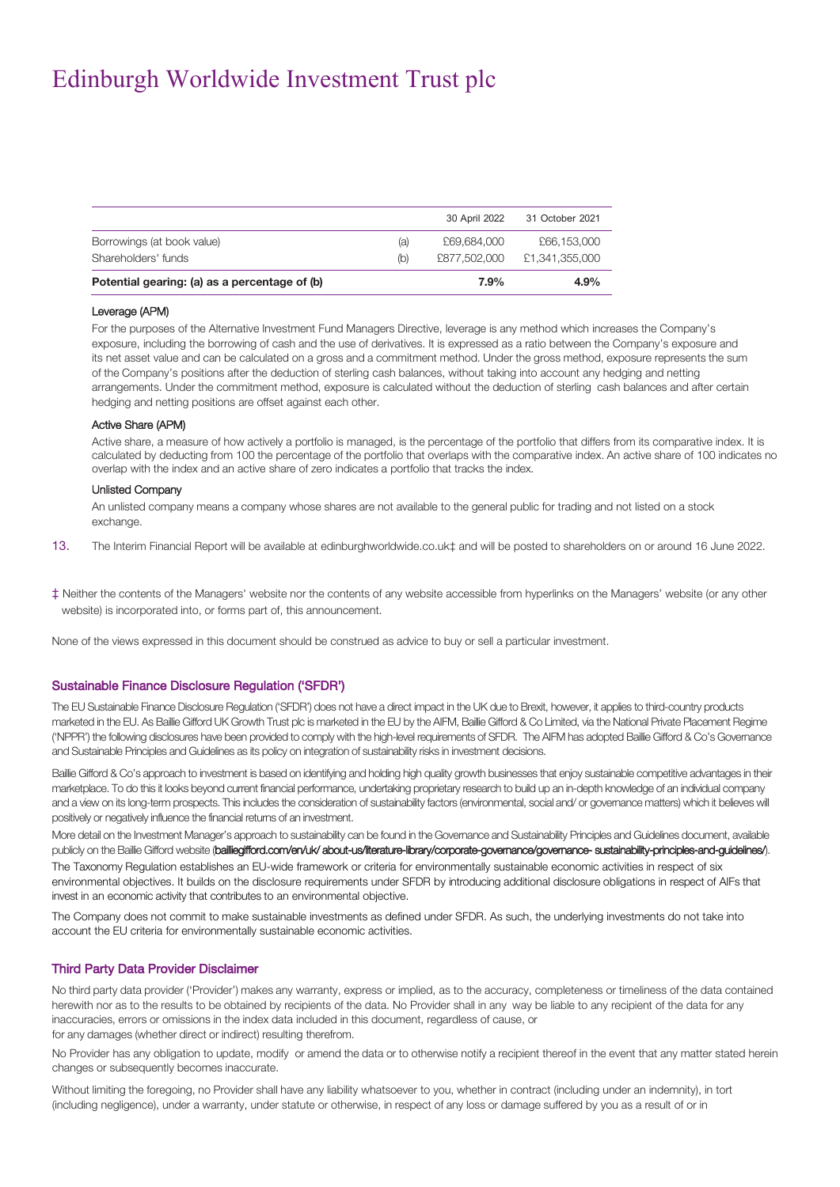# Edinburgh Worldwide Investment Trust plc

| | | 30 April 2022 | 31 October 2021 |
|---|---|---|---|
| Borrowings (at book value) | (a) | £69,684,000 | £66,153,000 |
| Shareholders' funds | (b) | £877,502,000 | £1,341,355,000 |
| **Potential gearing: (a) as a percentage of (b)** | | **7.9%** | **4.9%** |

**Leverage (APM)**

For the purposes of the Alternative Investment Fund Managers Directive, leverage is any method which increases the Company's exposure, including the borrowing of cash and the use of derivatives. It is expressed as a ratio between the Company's exposure and its net asset value and can be calculated on a gross and a commitment method. Under the gross method, exposure represents the sum of the Company's positions after the deduction of sterling cash balances, without taking into account any hedging and netting arrangements. Under the commitment method, exposure is calculated without the deduction of sterling cash balances and after certain hedging and netting positions are offset against each other.

**Active Share (APM)**

Active share, a measure of how actively a portfolio is managed, is the percentage of the portfolio that differs from its comparative index. It is calculated by deducting from 100 the percentage of the portfolio that overlaps with the comparative index. An active share of 100 indicates no overlap with the index and an active share of zero indicates a portfolio that tracks the index.

**Unlisted Company**

An unlisted company means a company whose shares are not available to the general public for trading and not listed on a stock exchange.

13. The Interim Financial Report will be available at edinburghworldwide.co.uk‡ and will be posted to shareholders on or around 16 June 2022.

‡ Neither the contents of the Managers' website nor the contents of any website accessible from hyperlinks on the Managers' website (or any other website) is incorporated into, or forms part of, this announcement.

None of the views expressed in this document should be construed as advice to buy or sell a particular investment.

## Sustainable Finance Disclosure Regulation ('SFDR')

The EU Sustainable Finance Disclosure Regulation ('SFDR') does not have a direct impact in the UK due to Brexit, however, it applies to third-country products marketed in the EU. As Baillie Gifford UK Growth Trust plc is marketed in the EU by the AIFM, Baillie Gifford & Co Limited, via the National Private Placement Regime ('NPPR') the following disclosures have been provided to comply with the high-level requirements of SFDR. The AIFM has adopted Baillie Gifford & Co's Governance and Sustainable Principles and Guidelines as its policy on integration of sustainability risks in investment decisions.

Baillie Gifford & Co's approach to investment is based on identifying and holding high quality growth businesses that enjoy sustainable competitive advantages in their marketplace. To do this it looks beyond current financial performance, undertaking proprietary research to build up an in-depth knowledge of an individual company and a view on its long-term prospects. This includes the consideration of sustainability factors (environmental, social and/ or governance matters) which it believes will positively or negatively influence the financial returns of an investment.

More detail on the Investment Manager's approach to sustainability can be found in the Governance and Sustainability Principles and Guidelines document, available publicly on the Baillie Gifford website (**bailliegifford.com/en/uk/ about-us/literature-library/corporate-governance/governance- sustainability-principles-and-guidelines/**).

The Taxonomy Regulation establishes an EU-wide framework or criteria for environmentally sustainable economic activities in respect of six environmental objectives. It builds on the disclosure requirements under SFDR by introducing additional disclosure obligations in respect of AIFs that invest in an economic activity that contributes to an environmental objective.

The Company does not commit to make sustainable investments as defined under SFDR. As such, the underlying investments do not take into account the EU criteria for environmentally sustainable economic activities.

## Third Party Data Provider Disclaimer

No third party data provider ('Provider') makes any warranty, express or implied, as to the accuracy, completeness or timeliness of the data contained herewith nor as to the results to be obtained by recipients of the data. No Provider shall in any way be liable to any recipient of the data for any inaccuracies, errors or omissions in the index data included in this document, regardless of cause, or for any damages (whether direct or indirect) resulting therefrom.

No Provider has any obligation to update, modify or amend the data or to otherwise notify a recipient thereof in the event that any matter stated herein changes or subsequently becomes inaccurate.

Without limiting the foregoing, no Provider shall have any liability whatsoever to you, whether in contract (including under an indemnity), in tort (including negligence), under a warranty, under statute or otherwise, in respect of any loss or damage suffered by you as a result of or in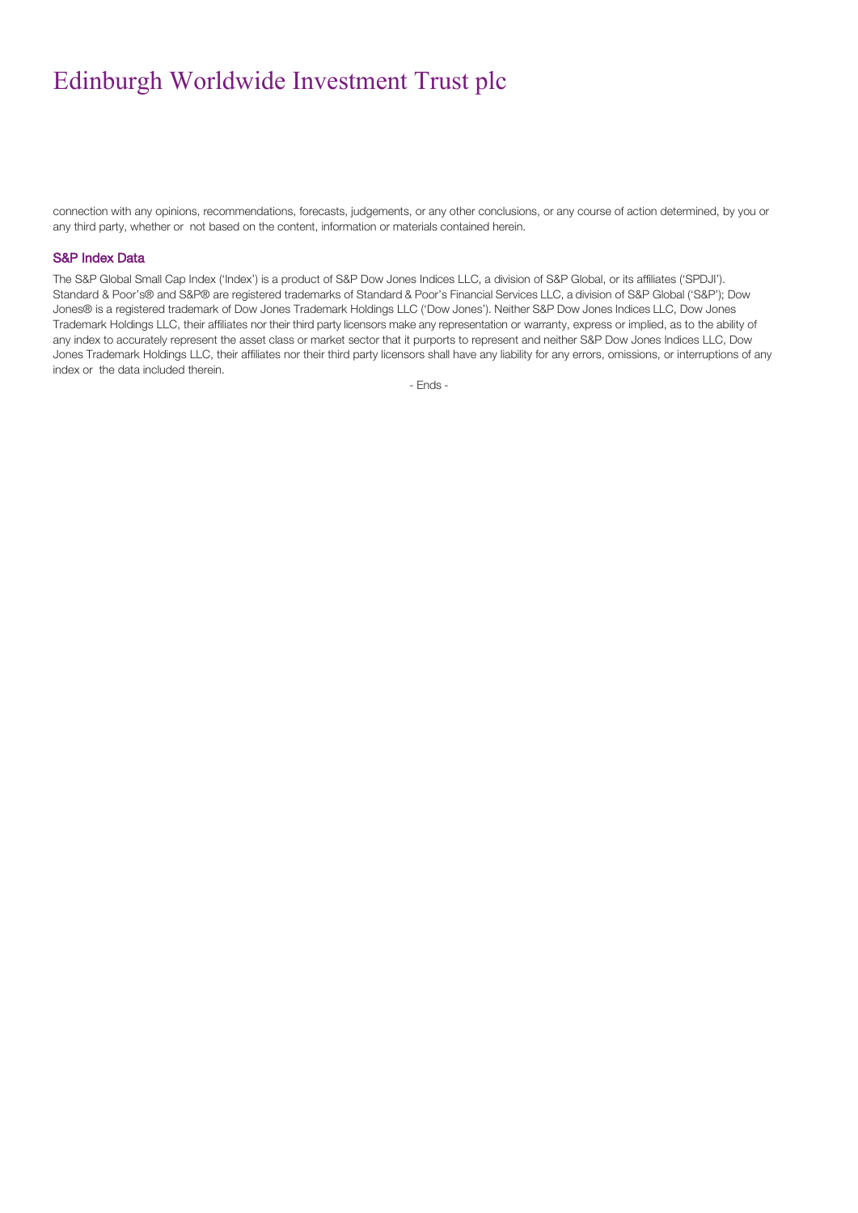connection with any opinions, recommendations, forecasts, judgements, or any other conclusions, or any course of action determined, by you or any third party, whether or not based on the content, information or materials contained herein.

### S&P Index Data

The S&P Global Small Cap Index ('Index') is a product of S&P Dow Jones Indices LLC, a division of S&P Global, or its affiliates ('SPDJI'). Standard & Poor's® and S&P® are registered trademarks of Standard & Poor's Financial Services LLC, a division of S&P Global ('S&P'); Dow Jones® is a registered trademark of Dow Jones Trademark Holdings LLC ('Dow Jones'). Neither S&P Dow Jones Indices LLC, Dow Jones Trademark Holdings LLC, their affiliates nor their third party licensors make any representation or warranty, express or implied, as to the ability of any index to accurately represent the asset class or market sector that it purports to represent and neither S&P Dow Jones Indices LLC, Dow Jones Trademark Holdings LLC, their affiliates nor their third party licensors shall have any liability for any errors, omissions, or interruptions of any index or the data included therein.

- Ends -